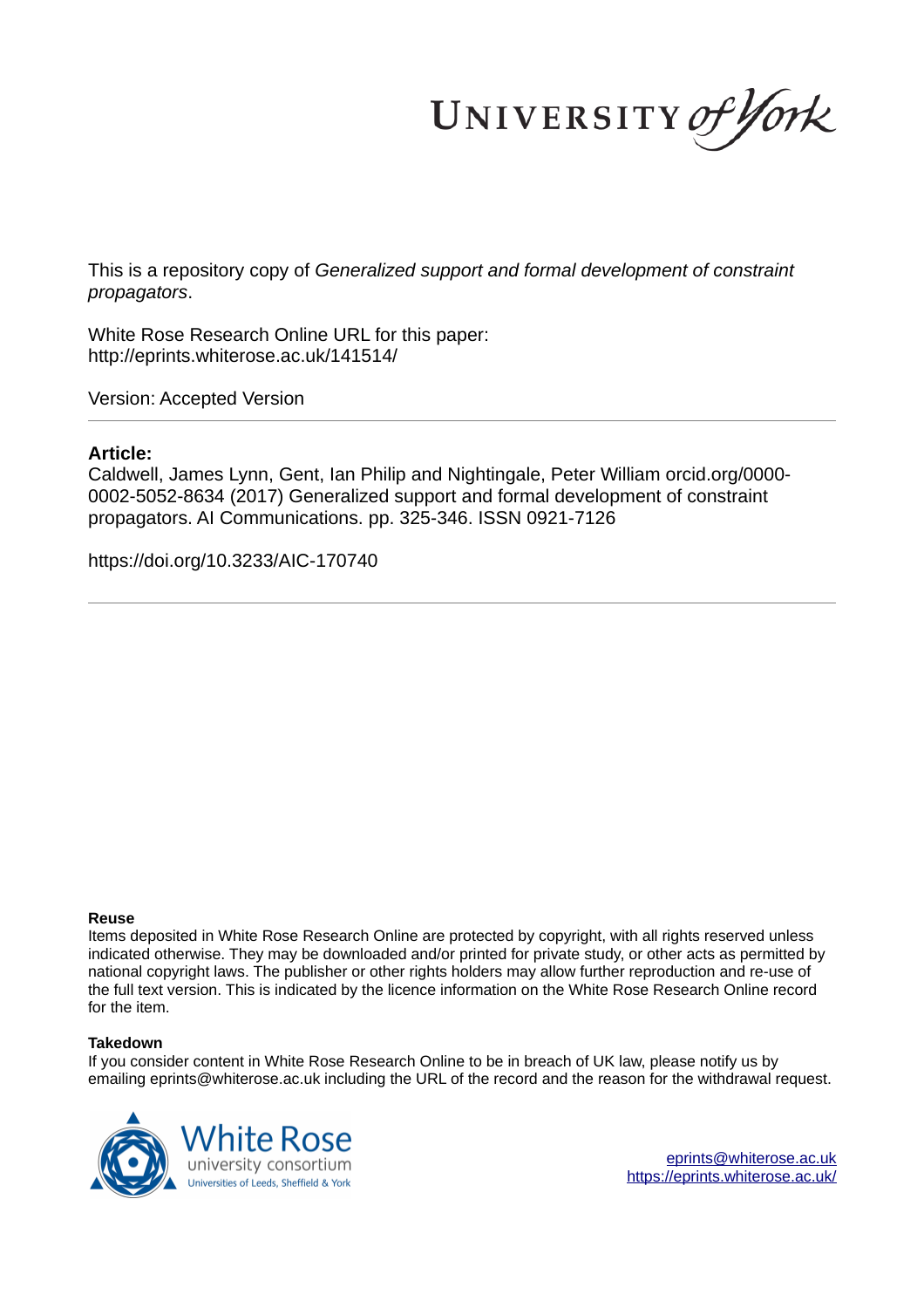This is a repository copy of *Generalized support and formal development of constraint propagators*.

White Rose Research Online URL for this paper:
http://eprints.whiterose.ac.uk/141514/

Version: Accepted Version

**Article:**

Caldwell, James Lynn, Gent, Ian Philip and Nightingale, Peter William orcid.org/0000-0002-5052-8634 (2017) Generalized support and formal development of constraint propagators. AI Communications. pp. 325-346. ISSN 0921-7126

https://doi.org/10.3233/AIC-170740

**Reuse**

Items deposited in White Rose Research Online are protected by copyright, with all rights reserved unless indicated otherwise. They may be downloaded and/or printed for private study, or other acts as permitted by national copyright laws. The publisher or other rights holders may allow further reproduction and re-use of the full text version. This is indicated by the licence information on the White Rose Research Online record for the item.

**Takedown**

If you consider content in White Rose Research Online to be in breach of UK law, please notify us by emailing eprints@whiterose.ac.uk including the URL of the record and the reason for the withdrawal request.

eprints@whiterose.ac.uk
https://eprints.whiterose.ac.uk/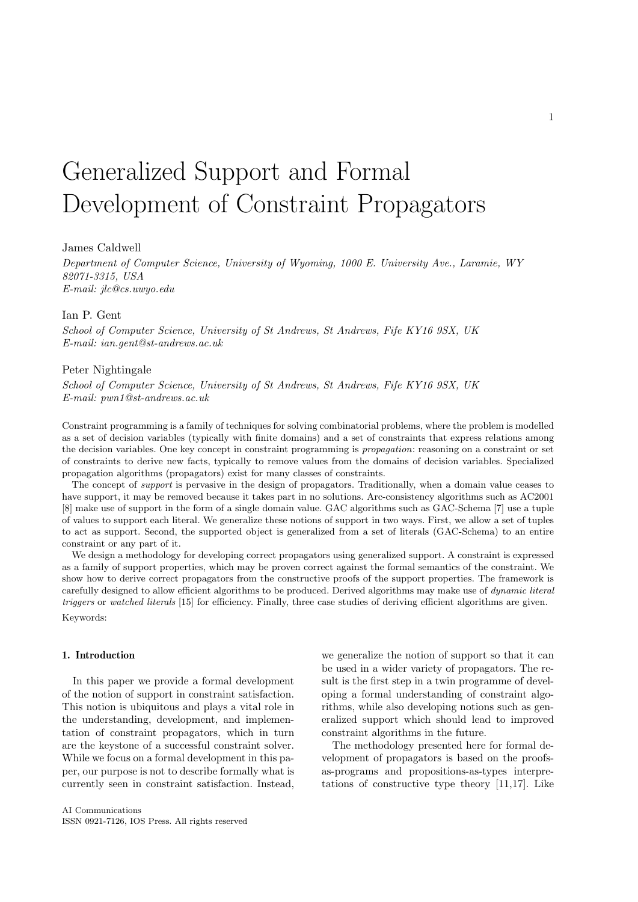# Generalized Support and Formal Development of Constraint Propagators

James Caldwell

*Department of Computer Science, University of Wyoming, 1000 E. University Ave., Laramie, WY 82071-3315, USA*
*E-mail: jlc@cs.uwyo.edu*

Ian P. Gent

*School of Computer Science, University of St Andrews, St Andrews, Fife KY16 9SX, UK*
*E-mail: ian.gent@st-andrews.ac.uk*

Peter Nightingale

*School of Computer Science, University of St Andrews, St Andrews, Fife KY16 9SX, UK*
*E-mail: pwn1@st-andrews.ac.uk*

Constraint programming is a family of techniques for solving combinatorial problems, where the problem is modelled as a set of decision variables (typically with finite domains) and a set of constraints that express relations among the decision variables. One key concept in constraint programming is *propagation*: reasoning on a constraint or set of constraints to derive new facts, typically to remove values from the domains of decision variables. Specialized propagation algorithms (propagators) exist for many classes of constraints.

The concept of *support* is pervasive in the design of propagators. Traditionally, when a domain value ceases to have support, it may be removed because it takes part in no solutions. Arc-consistency algorithms such as AC2001 [8] make use of support in the form of a single domain value. GAC algorithms such as GAC-Schema [7] use a tuple of values to support each literal. We generalize these notions of support in two ways. First, we allow a set of tuples to act as support. Second, the supported object is generalized from a set of literals (GAC-Schema) to an entire constraint or any part of it.

We design a methodology for developing correct propagators using generalized support. A constraint is expressed as a family of support properties, which may be proven correct against the formal semantics of the constraint. We show how to derive correct propagators from the constructive proofs of the support properties. The framework is carefully designed to allow efficient algorithms to be produced. Derived algorithms may make use of *dynamic literal triggers* or *watched literals* [15] for efficiency. Finally, three case studies of deriving efficient algorithms are given.

Keywords:

## 1. Introduction

In this paper we provide a formal development of the notion of support in constraint satisfaction. This notion is ubiquitous and plays a vital role in the understanding, development, and implementation of constraint propagators, which in turn are the keystone of a successful constraint solver. While we focus on a formal development in this paper, our purpose is not to describe formally what is currently seen in constraint satisfaction. Instead, we generalize the notion of support so that it can be used in a wider variety of propagators. The result is the first step in a twin programme of developing a formal understanding of constraint algorithms, while also developing notions such as generalized support which should lead to improved constraint algorithms in the future.

The methodology presented here for formal development of propagators is based on the proofs-as-programs and propositions-as-types interpretations of constructive type theory [11,17]. Like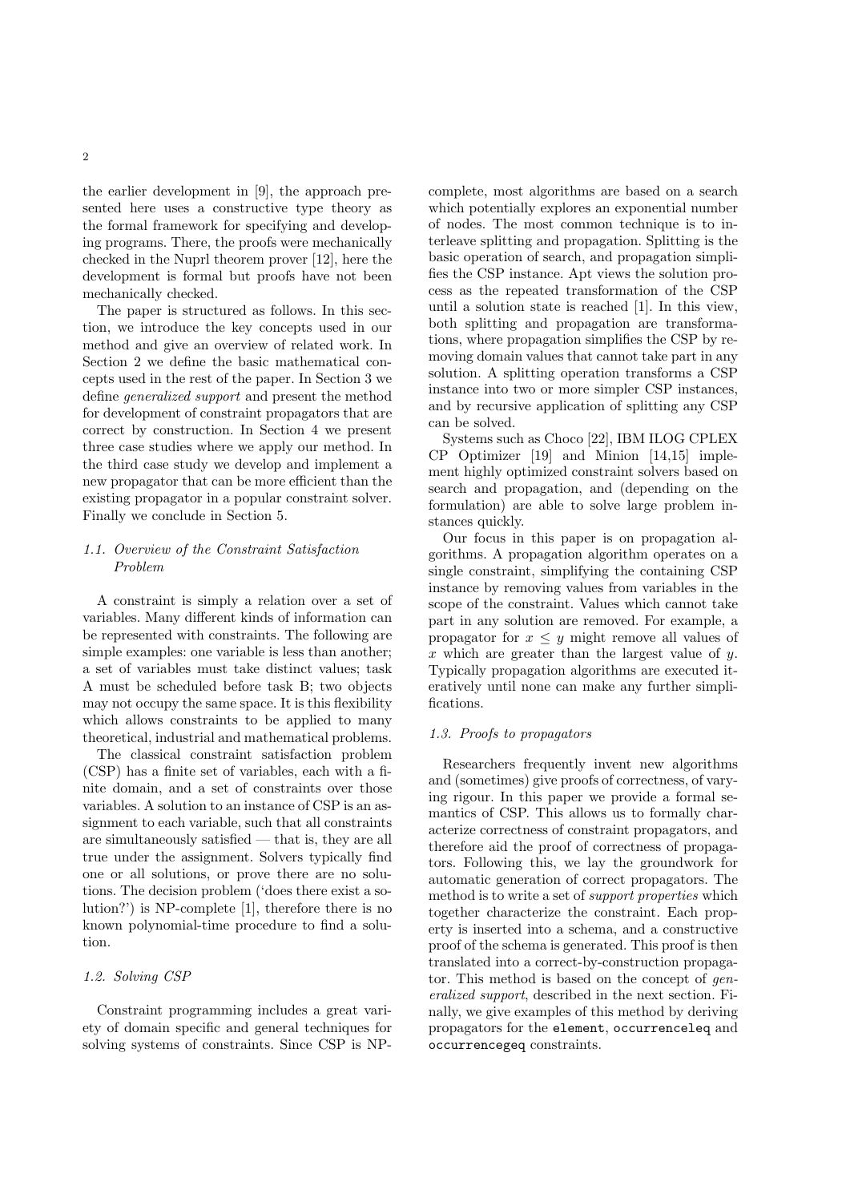the earlier development in [9], the approach presented here uses a constructive type theory as the formal framework for specifying and developing programs. There, the proofs were mechanically checked in the Nuprl theorem prover [12], here the development is formal but proofs have not been mechanically checked.

The paper is structured as follows. In this section, we introduce the key concepts used in our method and give an overview of related work. In Section 2 we define the basic mathematical concepts used in the rest of the paper. In Section 3 we define *generalized support* and present the method for development of constraint propagators that are correct by construction. In Section 4 we present three case studies where we apply our method. In the third case study we develop and implement a new propagator that can be more efficient than the existing propagator in a popular constraint solver. Finally we conclude in Section 5.

### *1.1. Overview of the Constraint Satisfaction Problem*

A constraint is simply a relation over a set of variables. Many different kinds of information can be represented with constraints. The following are simple examples: one variable is less than another; a set of variables must take distinct values; task A must be scheduled before task B; two objects may not occupy the same space. It is this flexibility which allows constraints to be applied to many theoretical, industrial and mathematical problems.

The classical constraint satisfaction problem (CSP) has a finite set of variables, each with a finite domain, and a set of constraints over those variables. A solution to an instance of CSP is an assignment to each variable, such that all constraints are simultaneously satisfied — that is, they are all true under the assignment. Solvers typically find one or all solutions, or prove there are no solutions. The decision problem ('does there exist a solution?') is NP-complete [1], therefore there is no known polynomial-time procedure to find a solution.

### *1.2. Solving CSP*

Constraint programming includes a great variety of domain specific and general techniques for solving systems of constraints. Since CSP is NP-complete, most algorithms are based on a search which potentially explores an exponential number of nodes. The most common technique is to interleave splitting and propagation. Splitting is the basic operation of search, and propagation simplifies the CSP instance. Apt views the solution process as the repeated transformation of the CSP until a solution state is reached [1]. In this view, both splitting and propagation are transformations, where propagation simplifies the CSP by removing domain values that cannot take part in any solution. A splitting operation transforms a CSP instance into two or more simpler CSP instances, and by recursive application of splitting any CSP can be solved.

Systems such as Choco [22], IBM ILOG CPLEX CP Optimizer [19] and Minion [14,15] implement highly optimized constraint solvers based on search and propagation, and (depending on the formulation) are able to solve large problem instances quickly.

Our focus in this paper is on propagation algorithms. A propagation algorithm operates on a single constraint, simplifying the containing CSP instance by removing values from variables in the scope of the constraint. Values which cannot take part in any solution are removed. For example, a propagator for $x \leq y$ might remove all values of $x$ which are greater than the largest value of $y$. Typically propagation algorithms are executed iteratively until none can make any further simplifications.

### *1.3. Proofs to propagators*

Researchers frequently invent new algorithms and (sometimes) give proofs of correctness, of varying rigour. In this paper we provide a formal semantics of CSP. This allows us to formally characterize correctness of constraint propagators, and therefore aid the proof of correctness of propagators. Following this, we lay the groundwork for automatic generation of correct propagators. The method is to write a set of *support properties* which together characterize the constraint. Each property is inserted into a schema, and a constructive proof of the schema is generated. This proof is then translated into a correct-by-construction propagator. This method is based on the concept of *generalized support*, described in the next section. Finally, we give examples of this method by deriving propagators for the `element`, `occurrenceleq` and `occurrencegeq` constraints.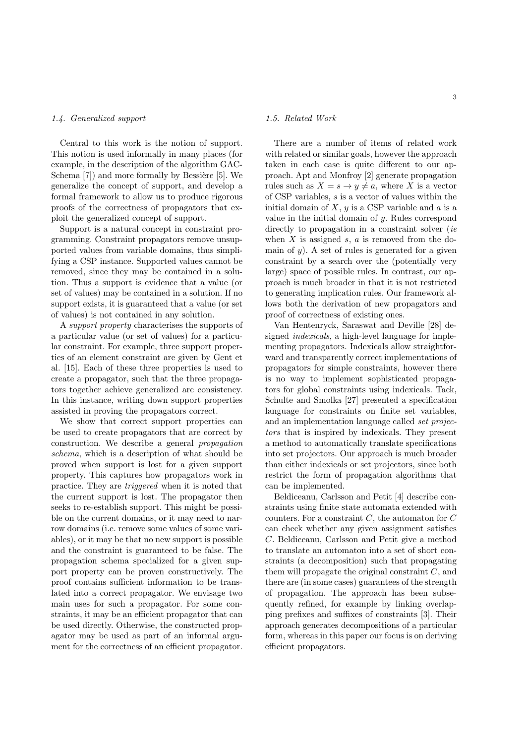### 1.4. Generalized support

Central to this work is the notion of support. This notion is used informally in many places (for example, in the description of the algorithm GAC-Schema [7]) and more formally by Bessière [5]. We generalize the concept of support, and develop a formal framework to allow us to produce rigorous proofs of the correctness of propagators that exploit the generalized concept of support.

Support is a natural concept in constraint programming. Constraint propagators remove unsupported values from variable domains, thus simplifying a CSP instance. Supported values cannot be removed, since they may be contained in a solution. Thus a support is evidence that a value (or set of values) may be contained in a solution. If no support exists, it is guaranteed that a value (or set of values) is not contained in any solution.

A *support property* characterises the supports of a particular value (or set of values) for a particular constraint. For example, three support properties of an element constraint are given by Gent et al. [15]. Each of these three properties is used to create a propagator, such that the three propagators together achieve generalized arc consistency. In this instance, writing down support properties assisted in proving the propagators correct.

We show that correct support properties can be used to create propagators that are correct by construction. We describe a general *propagation schema*, which is a description of what should be proved when support is lost for a given support property. This captures how propagators work in practice. They are *triggered* when it is noted that the current support is lost. The propagator then seeks to re-establish support. This might be possible on the current domains, or it may need to narrow domains (i.e. remove some values of some variables), or it may be that no new support is possible and the constraint is guaranteed to be false. The propagation schema specialized for a given support property can be proven constructively. The proof contains sufficient information to be translated into a correct propagator. We envisage two main uses for such a propagator. For some constraints, it may be an efficient propagator that can be used directly. Otherwise, the constructed propagator may be used as part of an informal argument for the correctness of an efficient propagator.

### 1.5. Related Work

There are a number of items of related work with related or similar goals, however the approach taken in each case is quite different to our approach. Apt and Monfroy [2] generate propagation rules such as $X = s \rightarrow y \neq a$, where $X$ is a vector of CSP variables, $s$ is a vector of values within the initial domain of $X$, $y$ is a CSP variable and $a$ is a value in the initial domain of $y$. Rules correspond directly to propagation in a constraint solver (*ie* when $X$ is assigned $s$, $a$ is removed from the domain of $y$). A set of rules is generated for a given constraint by a search over the (potentially very large) space of possible rules. In contrast, our approach is much broader in that it is not restricted to generating implication rules. Our framework allows both the derivation of new propagators and proof of correctness of existing ones.

Van Hentenryck, Saraswat and Deville [28] designed *indexicals*, a high-level language for implementing propagators. Indexicals allow straightforward and transparently correct implementations of propagators for simple constraints, however there is no way to implement sophisticated propagators for global constraints using indexicals. Tack, Schulte and Smolka [27] presented a specification language for constraints on finite set variables, and an implementation language called *set projectors* that is inspired by indexicals. They present a method to automatically translate specifications into set projectors. Our approach is much broader than either indexicals or set projectors, since both restrict the form of propagation algorithms that can be implemented.

Beldiceanu, Carlsson and Petit [4] describe constraints using finite state automata extended with counters. For a constraint $C$, the automaton for $C$ can check whether any given assignment satisfies $C$. Beldiceanu, Carlsson and Petit give a method to translate an automaton into a set of short constraints (a decomposition) such that propagating them will propagate the original constraint $C$, and there are (in some cases) guarantees of the strength of propagation. The approach has been subsequently refined, for example by linking overlapping prefixes and suffixes of constraints [3]. Their approach generates decompositions of a particular form, whereas in this paper our focus is on deriving efficient propagators.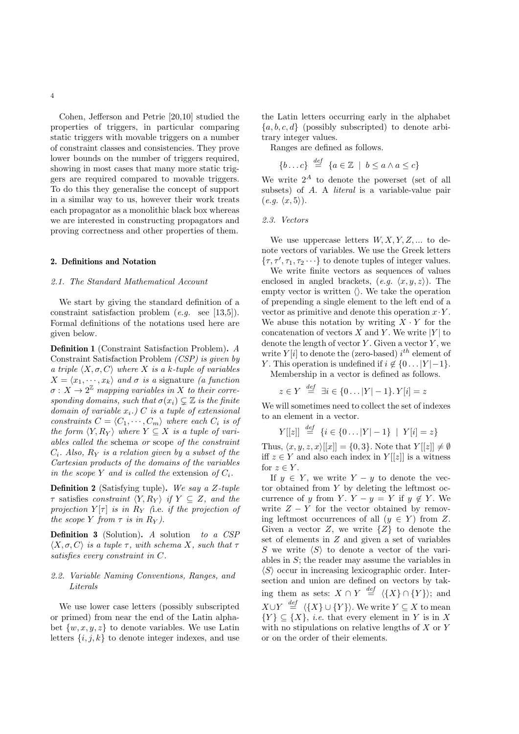Cohen, Jefferson and Petrie [20,10] studied the properties of triggers, in particular comparing static triggers with movable triggers on a number of constraint classes and consistencies. They prove lower bounds on the number of triggers required, showing in most cases that many more static triggers are required compared to movable triggers. To do this they generalise the concept of support in a similar way to us, however their work treats each propagator as a monolithic black box whereas we are interested in constructing propagators and proving correctness and other properties of them.

## 2. Definitions and Notation

### 2.1. The Standard Mathematical Account

We start by giving the standard definition of a constraint satisfaction problem (*e.g.* see [13,5]). Formal definitions of the notations used here are given below.

**Definition 1** (Constraint Satisfaction Problem). *A Constraint Satisfaction Problem (CSP) is given by a triple $\langle X, \sigma, C\rangle$ where $X$ is a $k$-tuple of variables $X = \langle x_1, \cdots, x_k\rangle$ and $\sigma$ is a* signature *(a function $\sigma : X \to 2^{\mathbb{Z}}$ mapping variables in $X$ to their corresponding domains, such that $\sigma(x_i) \subsetneq \mathbb{Z}$ is the finite domain of variable $x_i$.) $C$ is a tuple of extensional constraints $C = \langle C_1, \cdots, C_m\rangle$ where each $C_i$ is of the form $\langle Y, R_Y\rangle$ where $Y \subseteq X$ is a tuple of variables called the* schema *or* scope *of the constraint $C_i$. Also, $R_Y$ is a relation given by a subset of the Cartesian products of the domains of the variables in the scope $Y$ and is called the* extension *of $C_i$.*

**Definition 2** (Satisfying tuple). *We say a $Z$-tuple $\tau$ satisfies constraint $\langle Y, R_Y\rangle$ if $Y \subseteq Z$, and the projection $Y[\tau]$ is in $R_Y$ (*i.e. *if the projection of the scope $Y$ from $\tau$ is in $R_Y$).*

**Definition 3** (Solution). *A solution to a CSP $\langle X, \sigma, C\rangle$ is a tuple $\tau$, with schema $X$, such that $\tau$ satisfies every constraint in $C$.*

### 2.2. Variable Naming Conventions, Ranges, and Literals

We use lower case letters (possibly subscripted or primed) from near the end of the Latin alphabet $\{w, x, y, z\}$ to denote variables. We use Latin letters $\{i, j, k\}$ to denote integer indexes, and use the Latin letters occurring early in the alphabet $\{a, b, c, d\}$ (possibly subscripted) to denote arbitrary integer values.

Ranges are defined as follows.

$$\{b \ldots c\} \stackrel{def}{=} \{a \in \mathbb{Z} \mid b \le a \wedge a \le c\}$$

We write $2^A$ to denote the powerset (set of all subsets) of $A$. A *literal* is a variable-value pair (*e.g.* $\langle x, 5\rangle$).

### 2.3. Vectors

We use uppercase letters $W, X, Y, Z, \ldots$ to denote vectors of variables. We use the Greek letters $\{\tau, \tau', \tau_1, \tau_2 \cdots\}$ to denote tuples of integer values.

We write finite vectors as sequences of values enclosed in angled brackets, (*e.g.* $\langle x, y, z\rangle$). The empty vector is written $\langle\rangle$. We take the operation of prepending a single element to the left end of a vector as primitive and denote this operation $x \cdot Y$. We abuse this notation by writing $X \cdot Y$ for the concatenation of vectors $X$ and $Y$. We write $|Y|$ to denote the length of vector $Y$. Given a vector $Y$, we write $Y[i]$ to denote the (zero-based) $i^{th}$ element of $Y$. This operation is undefined if $i \notin \{0 \ldots |Y|-1\}$.

Membership in a vector is defined as follows.

$$z \in Y \stackrel{def}{=} \exists i \in \{0 \ldots |Y|-1\}. Y[i] = z$$

We will sometimes need to collect the set of indexes to an element in a vector.

$$Y[[z]] \stackrel{def}{=} \{i \in \{0 \ldots |Y|-1\} \mid Y[i] = z\}$$

Thus, $\langle x, y, z, x\rangle[[x]] = \{0, 3\}$. Note that $Y[[z]] \neq \emptyset$ iff $z \in Y$ and also each index in $Y[[z]]$ is a witness for $z \in Y$.

If $y \in Y$, we write $Y - y$ to denote the vector obtained from $Y$ by deleting the leftmost occurrence of $y$ from $Y$. $Y - y = Y$ if $y \notin Y$. We write $Z - Y$ for the vector obtained by removing leftmost occurrences of all $(y \in Y)$ from $Z$. Given a vector $Z$, we write $\{Z\}$ to denote the set of elements in $Z$ and given a set of variables $S$ we write $\langle S\rangle$ to denote a vector of the variables in $S$; the reader may assume the variables in $\langle S\rangle$ occur in increasing lexicographic order. Intersection and union are defined on vectors by taking them as sets: $X \cap Y \stackrel{def}{=} \langle\{X\} \cap \{Y\}\rangle$; and $X \cup Y \stackrel{def}{=} \langle\{X\} \cup \{Y\}\rangle$. We write $Y \subseteq X$ to mean $\{Y\} \subseteq \{X\}$, *i.e.* that every element in $Y$ is in $X$ with no stipulations on relative lengths of $X$ or $Y$ or on the order of their elements.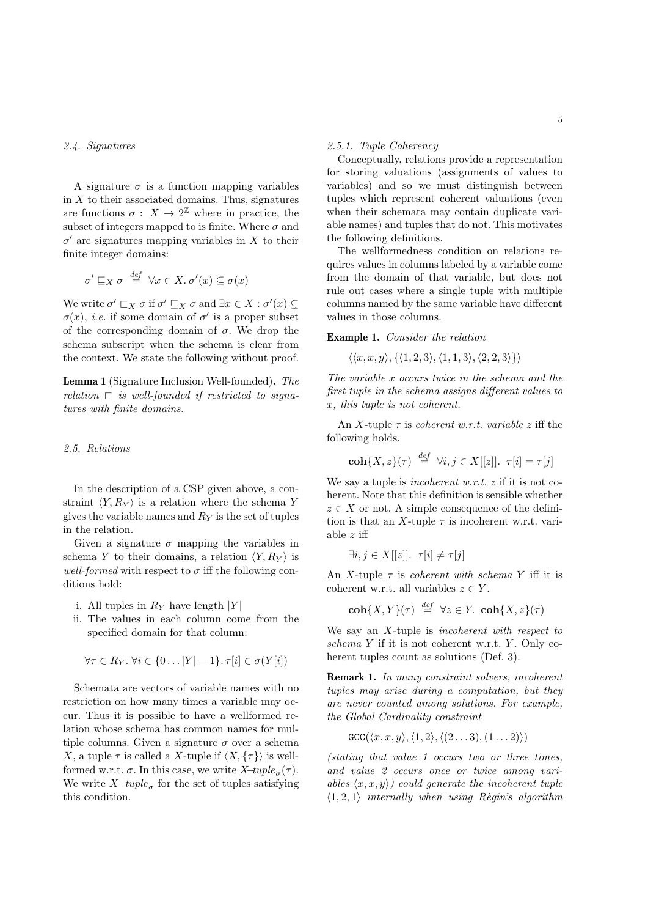### 2.4. Signatures

A signature $\sigma$ is a function mapping variables in $X$ to their associated domains. Thus, signatures are functions $\sigma : X \rightarrow 2^{\mathbb{Z}}$ where in practice, the subset of integers mapped to is finite. Where $\sigma$ and $\sigma'$ are signatures mapping variables in $X$ to their finite integer domains:

$$\sigma' \sqsubseteq_X \sigma \stackrel{def}{=} \forall x \in X.\, \sigma'(x) \subseteq \sigma(x)$$

We write $\sigma' \sqsubset_X \sigma$ if $\sigma' \sqsubseteq_X \sigma$ and $\exists x \in X : \sigma'(x) \subsetneq \sigma(x)$, *i.e.* if some domain of $\sigma'$ is a proper subset of the corresponding domain of $\sigma$. We drop the schema subscript when the schema is clear from the context. We state the following without proof.

**Lemma 1** (Signature Inclusion Well-founded)**.** *The relation $\sqsubset$ is well-founded if restricted to signatures with finite domains.*

### 2.5. Relations

In the description of a CSP given above, a constraint $\langle Y, R_Y \rangle$ is a relation where the schema $Y$ gives the variable names and $R_Y$ is the set of tuples in the relation.

Given a signature $\sigma$ mapping the variables in schema $Y$ to their domains, a relation $\langle Y, R_Y \rangle$ is *well-formed* with respect to $\sigma$ iff the following conditions hold:

i. All tuples in $R_Y$ have length $|Y|$
ii. The values in each column come from the specified domain for that column:

$$\forall \tau \in R_Y.\, \forall i \in \{0 \ldots |Y| - 1\}.\, \tau[i] \in \sigma(Y[i])$$

Schemata are vectors of variable names with no restriction on how many times a variable may occur. Thus it is possible to have a wellformed relation whose schema has common names for multiple columns. Given a signature $\sigma$ over a schema $X$, a tuple $\tau$ is called a $X$-tuple if $\langle X, \{\tau\} \rangle$ is wellformed w.r.t. $\sigma$. In this case, we write $X$*–tuple*$_\sigma(\tau)$. We write $X$*–tuple*$_\sigma$ for the set of tuples satisfying this condition.

#### 2.5.1. Tuple Coherency

Conceptually, relations provide a representation for storing valuations (assignments of values to variables) and so we must distinguish between tuples which represent coherent valuations (even when their schemata may contain duplicate variable names) and tuples that do not. This motivates the following definitions.

The wellformedness condition on relations requires values in columns labeled by a variable come from the domain of that variable, but does not rule out cases where a single tuple with multiple columns named by the same variable have different values in those columns.

**Example 1.** *Consider the relation*

$$\langle \langle x, x, y \rangle, \{\langle 1, 2, 3 \rangle, \langle 1, 1, 3 \rangle, \langle 2, 2, 3 \rangle\} \rangle$$

*The variable $x$ occurs twice in the schema and the first tuple in the schema assigns different values to $x$, this tuple is not coherent.*

An $X$-tuple $\tau$ is *coherent w.r.t. variable $z$* iff the following holds.

$$\mathbf{coh}\{X, z\}(\tau) \stackrel{def}{=} \forall i, j \in X[[z]].\ \tau[i] = \tau[j]$$

We say a tuple is *incoherent w.r.t. $z$* if it is not coherent. Note that this definition is sensible whether $z \in X$ or not. A simple consequence of the definition is that an $X$-tuple $\tau$ is incoherent w.r.t. variable $z$ iff

$$\exists i, j \in X[[z]].\ \tau[i] \neq \tau[j]$$

An $X$-tuple $\tau$ is *coherent with schema $Y$* iff it is coherent w.r.t. all variables $z \in Y$.

$$\mathbf{coh}\{X, Y\}(\tau) \stackrel{def}{=} \forall z \in Y.\ \mathbf{coh}\{X, z\}(\tau)$$

We say an $X$-tuple is *incoherent with respect to schema $Y$* if it is not coherent w.r.t. $Y$. Only coherent tuples count as solutions (Def. 3).

**Remark 1.** *In many constraint solvers, incoherent tuples may arise during a computation, but they are never counted among solutions. For example, the Global Cardinality constraint*

$$\mathtt{GCC}(\langle x, x, y \rangle, \langle 1, 2 \rangle, \langle (2 \ldots 3), (1 \ldots 2) \rangle)$$

*(stating that value 1 occurs two or three times, and value 2 occurs once or twice among variables $\langle x, x, y \rangle$) could generate the incoherent tuple $\langle 1, 2, 1 \rangle$ internally when using Règin's algorithm*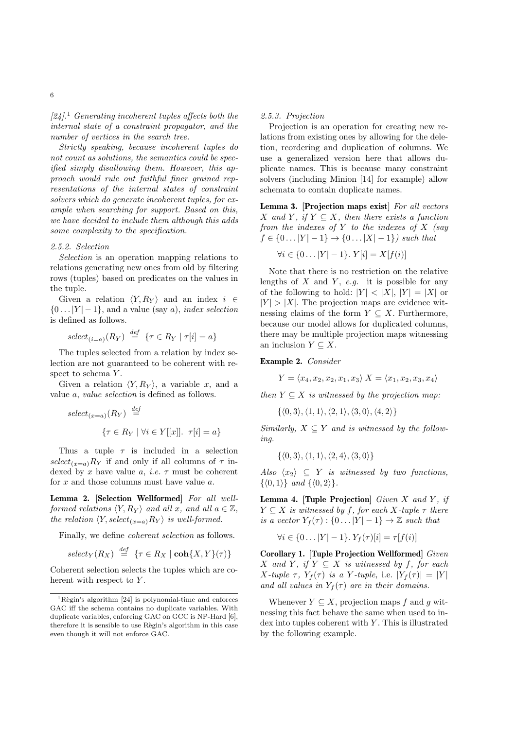[24].[1] *Generating incoherent tuples affects both the internal state of a constraint propagator, and the number of vertices in the search tree.*

*Strictly speaking, because incoherent tuples do not count as solutions, the semantics could be specified simply disallowing them. However, this approach would rule out faithful finer grained representations of the internal states of constraint solvers which do generate incoherent tuples, for example when searching for support. Based on this, we have decided to include them although this adds some complexity to the specification.*

#### 2.5.2. Selection

*Selection* is an operation mapping relations to relations generating new ones from old by filtering rows (tuples) based on predicates on the values in the tuple.

Given a relation $\langle Y, R_Y \rangle$ and an index $i \in \{0 \ldots |Y|-1\}$, and a value (say $a$), *index selection* is defined as follows.

$$select_{(i=a)}(R_Y) \stackrel{def}{=} \{\tau \in R_Y \mid \tau[i] = a\}$$

The tuples selected from a relation by index selection are not guaranteed to be coherent with respect to schema $Y$.

Given a relation $\langle Y, R_Y \rangle$, a variable $x$, and a value $a$, *value selection* is defined as follows.

$$select_{(x=a)}(R_Y) \stackrel{def}{=} \{\tau \in R_Y \mid \forall i \in Y[[x]].\ \tau[i] = a\}$$

Thus a tuple $\tau$ is included in a selection $select_{(x=a)} R_Y$ if and only if all columns of $\tau$ indexed by $x$ have value $a$, *i.e.* $\tau$ must be coherent for $x$ and those columns must have value $a$.

**Lemma 2. [Selection Wellformed]** *For all wellformed relations $\langle Y, R_Y \rangle$ and all $x$, and all $a \in \mathbb{Z}$, the relation $\langle Y, select_{(x=a)} R_Y \rangle$ is well-formed.*

Finally, we define *coherent selection* as follows.

$$select_Y(R_X) \stackrel{def}{=} \{\tau \in R_X \mid \mathbf{coh}\{X, Y\}(\tau)\}$$

Coherent selection selects the tuples which are coherent with respect to $Y$.

[1] Règin's algorithm [24] is polynomial-time and enforces GAC iff the schema contains no duplicate variables. With duplicate variables, enforcing GAC on GCC is NP-Hard [6], therefore it is sensible to use Règin's algorithm in this case even though it will not enforce GAC.

#### 2.5.3. Projection

Projection is an operation for creating new relations from existing ones by allowing for the deletion, reordering and duplication of columns. We use a generalized version here that allows duplicate names. This is because many constraint solvers (including Minion [14] for example) allow schemata to contain duplicate names.

**Lemma 3. [Projection maps exist]** *For all vectors $X$ and $Y$, if $Y \subseteq X$, then there exists a function from the indexes of $Y$ to the indexes of $X$ (say $f \in \{0 \ldots |Y|-1\} \rightarrow \{0 \ldots |X|-1\}$) such that*

$$\forall i \in \{0 \ldots |Y|-1\}.\ Y[i] = X[f(i)]$$

Note that there is no restriction on the relative lengths of $X$ and $Y$, *e.g.* it is possible for any of the following to hold: $|Y| < |X|$, $|Y| = |X|$ or $|Y| > |X|$. The projection maps are evidence witnessing claims of the form $Y \subseteq X$. Furthermore, because our model allows for duplicated columns, there may be multiple projection maps witnessing an inclusion $Y \subseteq X$.

**Example 2.** *Consider*

$$Y = \langle x_4, x_2, x_2, x_1, x_3 \rangle \ X = \langle x_1, x_2, x_3, x_4 \rangle$$

*then $Y \subseteq X$ is witnessed by the projection map:*

$$\{\langle 0, 3 \rangle, \langle 1, 1 \rangle, \langle 2, 1 \rangle, \langle 3, 0 \rangle, \langle 4, 2 \rangle\}$$

*Similarly, $X \subseteq Y$ and is witnessed by the following.*

$$\{\langle 0, 3 \rangle, \langle 1, 1 \rangle, \langle 2, 4 \rangle, \langle 3, 0 \rangle\}$$

*Also $\langle x_2 \rangle \subseteq Y$ is witnessed by two functions, $\{\langle 0, 1 \rangle\}$ and $\{\langle 0, 2 \rangle\}$.*

**Lemma 4. [Tuple Projection]** *Given $X$ and $Y$, if $Y \subseteq X$ is witnessed by $f$, for each $X$-tuple $\tau$ there is a vector $Y_f(\tau) : \{0 \ldots |Y|-1\} \rightarrow \mathbb{Z}$ such that*

$$\forall i \in \{0 \ldots |Y|-1\}.\ Y_f(\tau)[i] = \tau[f(i)]$$

**Corollary 1. [Tuple Projection Wellformed]** *Given $X$ and $Y$, if $Y \subseteq X$ is witnessed by $f$, for each $X$-tuple $\tau$, $Y_f(\tau)$ is a $Y$-tuple,* i.e. *$|Y_f(\tau)| = |Y|$ and all values in $Y_f(\tau)$ are in their domains.*

Whenever $Y \subseteq X$, projection maps $f$ and $g$ witnessing this fact behave the same when used to index into tuples coherent with $Y$. This is illustrated by the following example.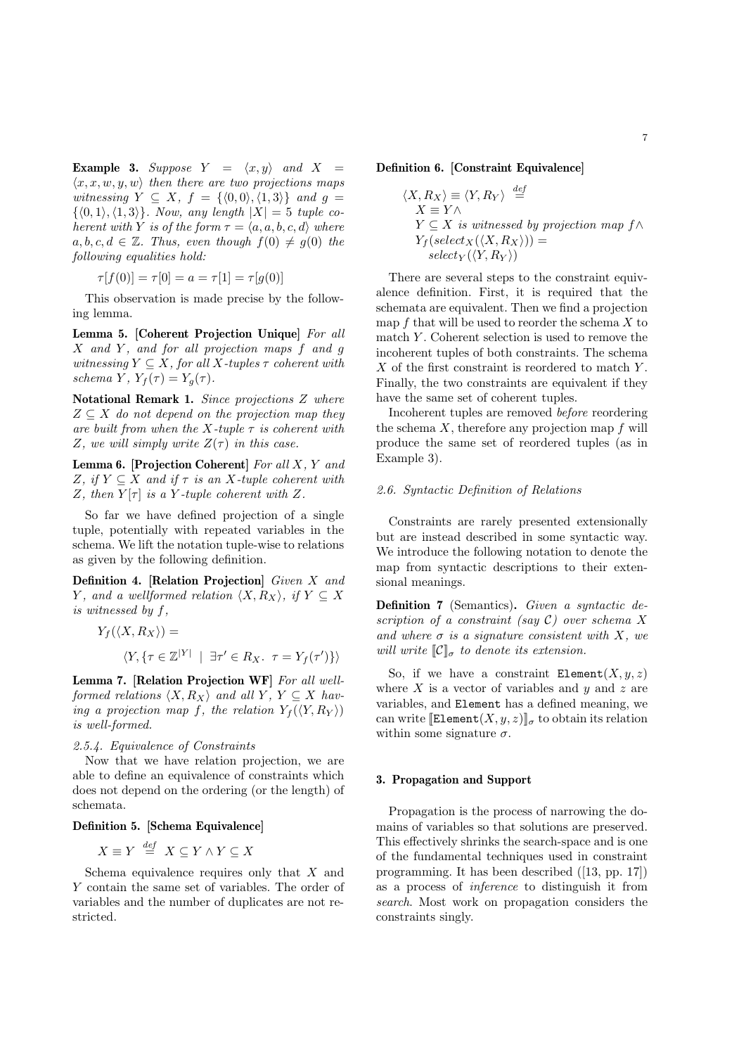**Example 3.** *Suppose $Y = \langle x, y\rangle$ and $X = \langle x, x, w, y, w\rangle$ then there are two projections maps witnessing $Y \subseteq X$, $f = \{\langle 0, 0\rangle, \langle 1, 3\rangle\}$ and $g = \{\langle 0, 1\rangle, \langle 1, 3\rangle\}$. Now, any length $|X| = 5$ tuple coherent with $Y$ is of the form $\tau = \langle a, a, b, c, d\rangle$ where $a, b, c, d \in \mathbb{Z}$. Thus, even though $f(0) \neq g(0)$ the following equalities hold:*

$$\tau[f(0)] = \tau[0] = a = \tau[1] = \tau[g(0)]$$

This observation is made precise by the following lemma.

**Lemma 5. [Coherent Projection Unique]** *For all $X$ and $Y$, and for all projection maps $f$ and $g$ witnessing $Y \subseteq X$, for all $X$-tuples $\tau$ coherent with schema $Y$, $Y_f(\tau) = Y_g(\tau)$.*

**Notational Remark 1.** *Since projections $Z$ where $Z \subseteq X$ do not depend on the projection map they are built from when the $X$-tuple $\tau$ is coherent with $Z$, we will simply write $Z(\tau)$ in this case.*

**Lemma 6. [Projection Coherent]** *For all $X$, $Y$ and $Z$, if $Y \subseteq X$ and if $\tau$ is an $X$-tuple coherent with $Z$, then $Y[\tau]$ is a $Y$-tuple coherent with $Z$.*

So far we have defined projection of a single tuple, potentially with repeated variables in the schema. We lift the notation tuple-wise to relations as given by the following definition.

**Definition 4. [Relation Projection]** *Given $X$ and $Y$, and a wellformed relation $\langle X, R_X\rangle$, if $Y \subseteq X$ is witnessed by $f$,*

$$Y_f(\langle X, R_X\rangle) =$$
$$\langle Y, \{\tau \in \mathbb{Z}^{|Y|} \mid \exists \tau' \in R_X.\ \tau = Y_f(\tau')\}\rangle$$

**Lemma 7. [Relation Projection WF]** *For all well-formed relations $\langle X, R_X\rangle$ and all $Y$, $Y \subseteq X$ having a projection map $f$, the relation $Y_f(\langle Y, R_Y\rangle)$ is well-formed.*

*2.5.4. Equivalence of Constraints*

Now that we have relation projection, we are able to define an equivalence of constraints which does not depend on the ordering (or the length) of schemata.

**Definition 5. [Schema Equivalence]**

$$X \equiv Y \stackrel{def}{=} X \subseteq Y \wedge Y \subseteq X$$

Schema equivalence requires only that $X$ and $Y$ contain the same set of variables. The order of variables and the number of duplicates are not restricted.

**Definition 6. [Constraint Equivalence]**

$$\begin{aligned}
&\langle X, R_X\rangle \equiv \langle Y, R_Y\rangle \stackrel{def}{=} \\
&\quad X \equiv Y \wedge \\
&\quad Y \subseteq X \text{ is witnessed by projection map } f \wedge \\
&\quad Y_f(select_X(\langle X, R_X\rangle)) = \\
&\quad\quad select_Y(\langle Y, R_Y\rangle)
\end{aligned}$$

There are several steps to the constraint equivalence definition. First, it is required that the schemata are equivalent. Then we find a projection map $f$ that will be used to reorder the schema $X$ to match $Y$. Coherent selection is used to remove the incoherent tuples of both constraints. The schema $X$ of the first constraint is reordered to match $Y$. Finally, the two constraints are equivalent if they have the same set of coherent tuples.

Incoherent tuples are removed *before* reordering the schema $X$, therefore any projection map $f$ will produce the same set of reordered tuples (as in Example 3).

*2.6. Syntactic Definition of Relations*

Constraints are rarely presented extensionally but are instead described in some syntactic way. We introduce the following notation to denote the map from syntactic descriptions to their extensional meanings.

**Definition 7** (Semantics)**.** *Given a syntactic description of a constraint (say $\mathcal{C}$) over schema $X$ and where $\sigma$ is a signature consistent with $X$, we will write $[\![\mathcal{C}]\!]_\sigma$ to denote its extension.*

So, if we have a constraint $\texttt{Element}(X, y, z)$ where $X$ is a vector of variables and $y$ and $z$ are variables, and `Element` has a defined meaning, we can write $[\![\texttt{Element}(X, y, z)]\!]_\sigma$ to obtain its relation within some signature $\sigma$.

## 3. Propagation and Support

Propagation is the process of narrowing the domains of variables so that solutions are preserved. This effectively shrinks the search-space and is one of the fundamental techniques used in constraint programming. It has been described ([13, pp. 17]) as a process of *inference* to distinguish it from *search*. Most work on propagation considers the constraints singly.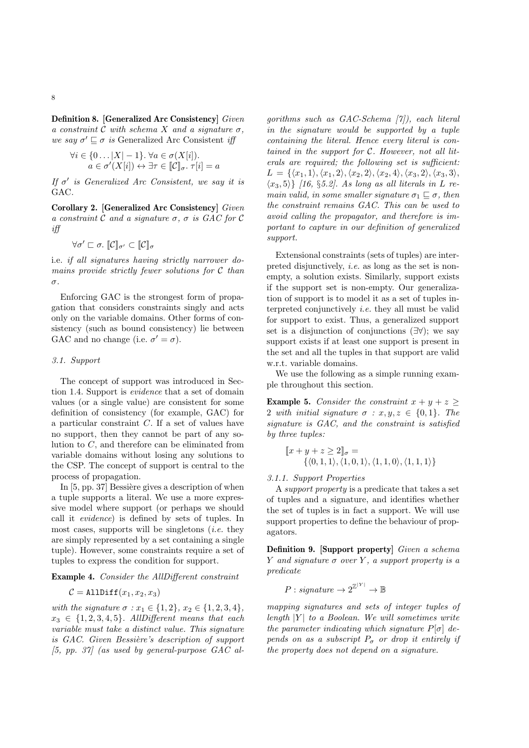**Definition 8. [Generalized Arc Consistency]** *Given a constraint $\mathcal{C}$ with schema $X$ and a signature $\sigma$, we say $\sigma' \sqsubseteq \sigma$ is* Generalized Arc Consistent *iff*

$$\forall i \in \{0 \ldots |X|-1\}.\ \forall a \in \sigma(X[i]).$$
$$a \in \sigma'(X[i]) \leftrightarrow \exists \tau \in [\![\mathcal{C}]\!]_\sigma.\ \tau[i] = a$$

*If $\sigma'$ is Generalized Arc Consistent, we say it is* GAC.

**Corollary 2. [Generalized Arc Consistency]** *Given a constraint $\mathcal{C}$ and a signature $\sigma$, $\sigma$ is GAC for $\mathcal{C}$ iff*

$$\forall \sigma' \sqsubset \sigma.\ [\![\mathcal{C}]\!]_{\sigma'} \subset [\![\mathcal{C}]\!]_\sigma$$

i.e. *if all signatures having strictly narrower domains provide strictly fewer solutions for $\mathcal{C}$ than $\sigma$.*

Enforcing GAC is the strongest form of propagation that considers constraints singly and acts only on the variable domains. Other forms of consistency (such as bound consistency) lie between GAC and no change (i.e. $\sigma' = \sigma$).

### 3.1. Support

The concept of support was introduced in Section 1.4. Support is *evidence* that a set of domain values (or a single value) are consistent for some definition of consistency (for example, GAC) for a particular constraint $C$. If a set of values have no support, then they cannot be part of any solution to $C$, and therefore can be eliminated from variable domains without losing any solutions to the CSP. The concept of support is central to the process of propagation.

In [5, pp. 37] Bessière gives a description of when a tuple supports a literal. We use a more expressive model where support (or perhaps we should call it *evidence*) is defined by sets of tuples. In most cases, supports will be singletons (*i.e.* they are simply represented by a set containing a single tuple). However, some constraints require a set of tuples to express the condition for support.

**Example 4.** *Consider the AllDifferent constraint*

$$\mathcal{C} = \texttt{AllDiff}(x_1, x_2, x_3)$$

*with the signature $\sigma : x_1 \in \{1,2\}$, $x_2 \in \{1,2,3,4\}$, $x_3 \in \{1,2,3,4,5\}$. AllDifferent means that each variable must take a distinct value. This signature is GAC. Given Bessière's description of support [5, pp. 37] (as used by general-purpose GAC algorithms such as GAC-Schema [7]), each literal in the signature would be supported by a tuple containing the literal. Hence every literal is contained in the support for $\mathcal{C}$. However, not all literals are required; the following set is sufficient: $L = \{\langle x_1, 1\rangle, \langle x_1, 2\rangle, \langle x_2, 2\rangle, \langle x_2, 4\rangle, \langle x_3, 2\rangle, \langle x_3, 3\rangle, \langle x_3, 5\rangle\}$ [16, §5.2]. As long as all literals in $L$ remain valid, in some smaller signature $\sigma_1 \sqsubseteq \sigma$, then the constraint remains GAC. This can be used to avoid calling the propagator, and therefore is important to capture in our definition of generalized support.*

Extensional constraints (sets of tuples) are interpreted disjunctively, *i.e.* as long as the set is nonempty, a solution exists. Similarly, support exists if the support set is non-empty. Our generalization of support is to model it as a set of tuples interpreted conjunctively *i.e.* they all must be valid for support to exist. Thus, a generalized support set is a disjunction of conjunctions ($\exists\forall$); we say support exists if at least one support is present in the set and all the tuples in that support are valid w.r.t. variable domains.

We use the following as a simple running example throughout this section.

**Example 5.** *Consider the constraint $x + y + z \geq 2$ with initial signature $\sigma : x, y, z \in \{0, 1\}$. The signature is GAC, and the constraint is satisfied by three tuples:*

$$[\![x + y + z \geq 2]\!]_\sigma = \{\langle 0,1,1\rangle, \langle 1,0,1\rangle, \langle 1,1,0\rangle, \langle 1,1,1\rangle\}$$

#### 3.1.1. Support Properties

A *support property* is a predicate that takes a set of tuples and a signature, and identifies whether the set of tuples is in fact a support. We will use support properties to define the behaviour of propagators.

**Definition 9. [Support property]** *Given a schema $Y$ and signature $\sigma$ over $Y$, a support property is a predicate*

$$P : \textit{signature} \to 2^{\mathbb{Z}^{|Y|}} \to \mathbb{B}$$

*mapping signatures and sets of integer tuples of length $|Y|$ to a Boolean. We will sometimes write the parameter indicating which signature $P[\sigma]$ depends on as a subscript $P_\sigma$ or drop it entirely if the property does not depend on a signature.*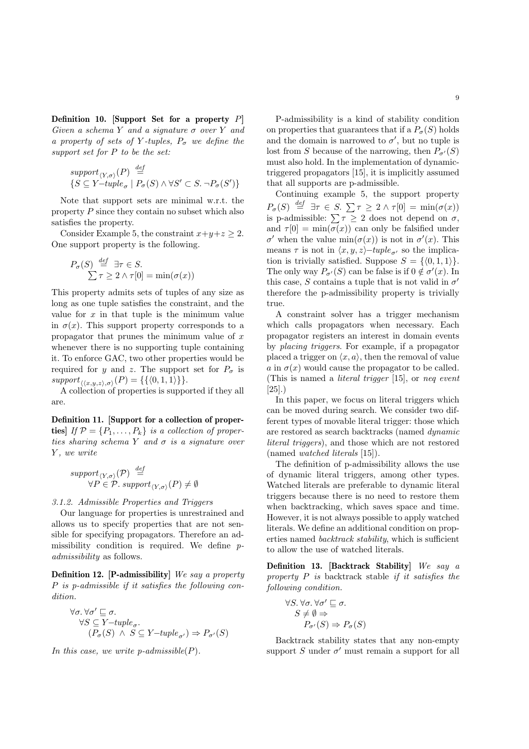**Definition 10. [Support Set for a property $P$]** *Given a schema $Y$ and a signature $\sigma$ over $Y$ and a property of sets of $Y$-tuples, $P_\sigma$ we define the support set for $P$ to be the set:*

$$support_{\langle Y,\sigma\rangle}(P) \stackrel{def}{=} \{S \subseteq Y\text{–}tuple_\sigma \mid P_\sigma(S) \wedge \forall S' \subset S.\ \neg P_\sigma(S')\}$$

Note that support sets are minimal w.r.t. the property $P$ since they contain no subset which also satisfies the property.

Consider Example 5, the constraint $x+y+z \geq 2$. One support property is the following.

$$P_\sigma(S) \stackrel{def}{=} \exists \tau \in S.\ \sum \tau \geq 2 \wedge \tau[0] = \min(\sigma(x))$$

This property admits sets of tuples of any size as long as one tuple satisfies the constraint, and the value for $x$ in that tuple is the minimum value in $\sigma(x)$. This support property corresponds to a propagator that prunes the minimum value of $x$ whenever there is no supporting tuple containing it. To enforce GAC, two other properties would be required for $y$ and $z$. The support set for $P_\sigma$ is $support_{\langle\langle x,y,z\rangle,\sigma\rangle}(P) = \{\{\langle 0,1,1\rangle\}\}$.

A collection of properties is supported if they all are.

**Definition 11. [Support for a collection of properties]** *If $\mathcal{P} = \{P_1, \ldots, P_k\}$ is a collection of properties sharing schema $Y$ and $\sigma$ is a signature over $Y$, we write*

$$support_{\langle Y,\sigma\rangle}(\mathcal{P}) \stackrel{def}{=} \forall P \in \mathcal{P}.\ support_{\langle Y,\sigma\rangle}(P) \neq \emptyset$$

*3.1.2. Admissible Properties and Triggers*

Our language for properties is unrestrained and allows us to specify properties that are not sensible for specifying propagators. Therefore an admissibility condition is required. We define *p-admissibility* as follows.

**Definition 12. [P-admissibility]** *We say a property $P$ is p-admissible if it satisfies the following condition.*

$$\forall \sigma.\ \forall \sigma' \sqsubseteq \sigma.\ \forall S \subseteq Y\text{–}tuple_\sigma.\ (P_\sigma(S) \wedge S \subseteq Y\text{–}tuple_{\sigma'}) \Rightarrow P_{\sigma'}(S)$$

*In this case, we write p-admissible($P$).*

P-admissibility is a kind of stability condition on properties that guarantees that if a $P_\sigma(S)$ holds and the domain is narrowed to $\sigma'$, but no tuple is lost from $S$ because of the narrowing, then $P_{\sigma'}(S)$ must also hold. In the implementation of dynamic-triggered propagators [15], it is implicitly assumed that all supports are p-admissible.

Continuing example 5, the support property $P_\sigma(S) \stackrel{def}{=} \exists \tau \in S.\ \sum \tau \geq 2 \wedge \tau[0] = \min(\sigma(x))$ is p-admissible: $\sum \tau \geq 2$ does not depend on $\sigma$, and $\tau[0] = \min(\sigma(x))$ can only be falsified under $\sigma'$ when the value $\min(\sigma(x))$ is not in $\sigma'(x)$. This means $\tau$ is not in $\langle x,y,z\rangle\text{–}tuple_{\sigma'}$ so the implication is trivially satisfied. Suppose $S = \{\langle 0,1,1\rangle\}$. The only way $P_{\sigma'}(S)$ can be false is if $0 \notin \sigma'(x)$. In this case, $S$ contains a tuple that is not valid in $\sigma'$ therefore the p-admissibility property is trivially true.

A constraint solver has a trigger mechanism which calls propagators when necessary. Each propagator registers an interest in domain events by *placing triggers*. For example, if a propagator placed a trigger on $\langle x, a\rangle$, then the removal of value $a$ in $\sigma(x)$ would cause the propagator to be called. (This is named a *literal trigger* [15], or *neq event* [25].)

In this paper, we focus on literal triggers which can be moved during search. We consider two different types of movable literal trigger: those which are restored as search backtracks (named *dynamic literal triggers*), and those which are not restored (named *watched literals* [15]).

The definition of p-admissibility allows the use of dynamic literal triggers, among other types. Watched literals are preferable to dynamic literal triggers because there is no need to restore them when backtracking, which saves space and time. However, it is not always possible to apply watched literals. We define an additional condition on properties named *backtrack stability*, which is sufficient to allow the use of watched literals.

**Definition 13. [Backtrack Stability]** *We say a property $P$ is* backtrack stable *if it satisfies the following condition.*

$$\forall S.\ \forall \sigma.\ \forall \sigma' \sqsubseteq \sigma.\ S \neq \emptyset \Rightarrow P_{\sigma'}(S) \Rightarrow P_\sigma(S)$$

Backtrack stability states that any non-empty support $S$ under $\sigma'$ must remain a support for all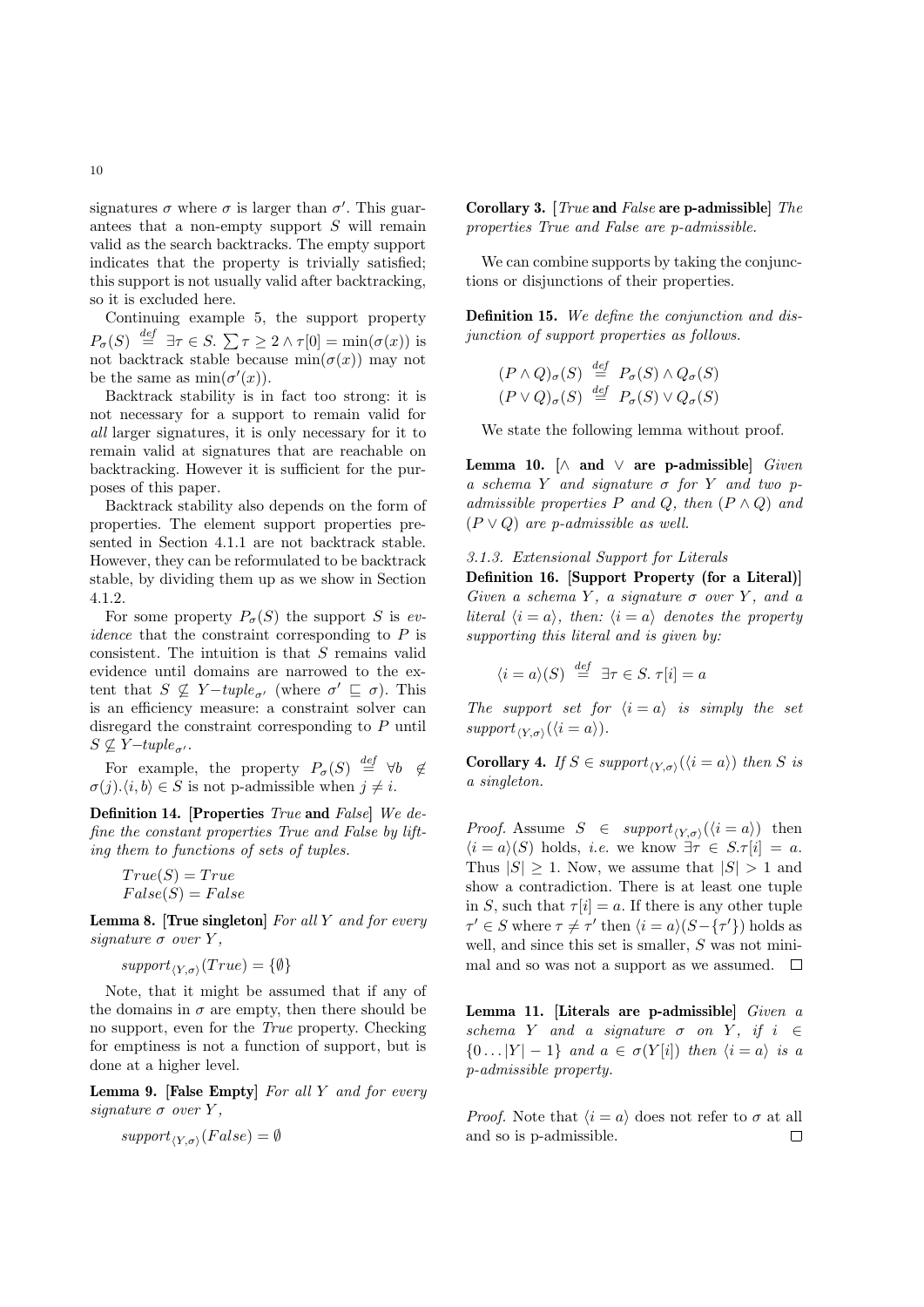signatures $\sigma$ where $\sigma$ is larger than $\sigma'$. This guarantees that a non-empty support $S$ will remain valid as the search backtracks. The empty support indicates that the property is trivially satisfied; this support is not usually valid after backtracking, so it is excluded here.

Continuing example 5, the support property $P_\sigma(S) \stackrel{def}{=} \exists\tau \in S.\ \sum\tau \geq 2 \wedge \tau[0] = \min(\sigma(x))$ is not backtrack stable because $\min(\sigma(x))$ may not be the same as $\min(\sigma'(x))$.

Backtrack stability is in fact too strong: it is not necessary for a support to remain valid for *all* larger signatures, it is only necessary for it to remain valid at signatures that are reachable on backtracking. However it is sufficient for the purposes of this paper.

Backtrack stability also depends on the form of properties. The element support properties presented in Section 4.1.1 are not backtrack stable. However, they can be reformulated to be backtrack stable, by dividing them up as we show in Section 4.1.2.

For some property $P_\sigma(S)$ the support $S$ is *evidence* that the constraint corresponding to $P$ is consistent. The intuition is that $S$ remains valid evidence until domains are narrowed to the extent that $S \not\subseteq Y{-}tuple_{\sigma'}$ (where $\sigma' \sqsubseteq \sigma$). This is an efficiency measure: a constraint solver can disregard the constraint corresponding to $P$ until $S \not\subseteq Y{-}tuple_{\sigma'}$.

For example, the property $P_\sigma(S) \stackrel{def}{=} \forall b \notin \sigma(j).\langle i, b\rangle \in S$ is not p-admissible when $j \neq i$.

**Definition 14. [Properties** *True* **and** *False*] *We define the constant properties True and False by lifting them to functions of sets of tuples.*

$$True(S) = True$$
$$False(S) = False$$

**Lemma 8. [True singleton]** *For all $Y$ and for every signature $\sigma$ over $Y$,*

$$support_{\langle Y,\sigma\rangle}(True) = \{\emptyset\}$$

Note, that it might be assumed that if any of the domains in $\sigma$ are empty, then there should be no support, even for the *True* property. Checking for emptiness is not a function of support, but is done at a higher level.

**Lemma 9. [False Empty]** *For all $Y$ and for every signature $\sigma$ over $Y$,*

$$support_{\langle Y,\sigma\rangle}(False) = \emptyset$$

**Corollary 3.** [*True* **and** *False* **are p-admissible**] *The properties True and False are p-admissible.*

We can combine supports by taking the conjunctions or disjunctions of their properties.

**Definition 15.** *We define the conjunction and disjunction of support properties as follows.*

$$(P \wedge Q)_\sigma(S) \stackrel{def}{=} P_\sigma(S) \wedge Q_\sigma(S)$$
$$(P \vee Q)_\sigma(S) \stackrel{def}{=} P_\sigma(S) \vee Q_\sigma(S)$$

We state the following lemma without proof.

**Lemma 10.** [$\wedge$ **and** $\vee$ **are p-admissible**] *Given a schema $Y$ and signature $\sigma$ for $Y$ and two p-admissible properties $P$ and $Q$, then $(P \wedge Q)$ and $(P \vee Q)$ are p-admissible as well.*

### *3.1.3. Extensional Support for Literals*

**Definition 16. [Support Property (for a Literal)]** *Given a schema $Y$, a signature $\sigma$ over $Y$, and a literal $\langle i = a\rangle$, then: $\langle i = a\rangle$ denotes the property supporting this literal and is given by:*

$$\langle i = a\rangle(S) \stackrel{def}{=} \exists\tau \in S.\ \tau[i] = a$$

*The support set for $\langle i = a\rangle$ is simply the set $support_{\langle Y,\sigma\rangle}(\langle i = a\rangle)$.*

**Corollary 4.** *If $S \in support_{\langle Y,\sigma\rangle}(\langle i = a\rangle)$ then $S$ is a singleton.*

*Proof.* Assume $S \in support_{\langle Y,\sigma\rangle}(\langle i = a\rangle)$ then $\langle i = a\rangle(S)$ holds, *i.e.* we know $\exists\tau \in S.\tau[i] = a$. Thus $|S| \geq 1$. Now, we assume that $|S| > 1$ and show a contradiction. There is at least one tuple in $S$, such that $\tau[i] = a$. If there is any other tuple $\tau' \in S$ where $\tau \neq \tau'$ then $\langle i = a\rangle(S - \{\tau'\})$ holds as well, and since this set is smaller, $S$ was not minimal and so was not a support as we assumed. $\square$

**Lemma 11. [Literals are p-admissible]** *Given a schema $Y$ and a signature $\sigma$ on $Y$, if $i \in \{0 \ldots |Y| - 1\}$ and $a \in \sigma(Y[i])$ then $\langle i = a\rangle$ is a p-admissible property.*

*Proof.* Note that $\langle i = a\rangle$ does not refer to $\sigma$ at all and so is p-admissible. $\square$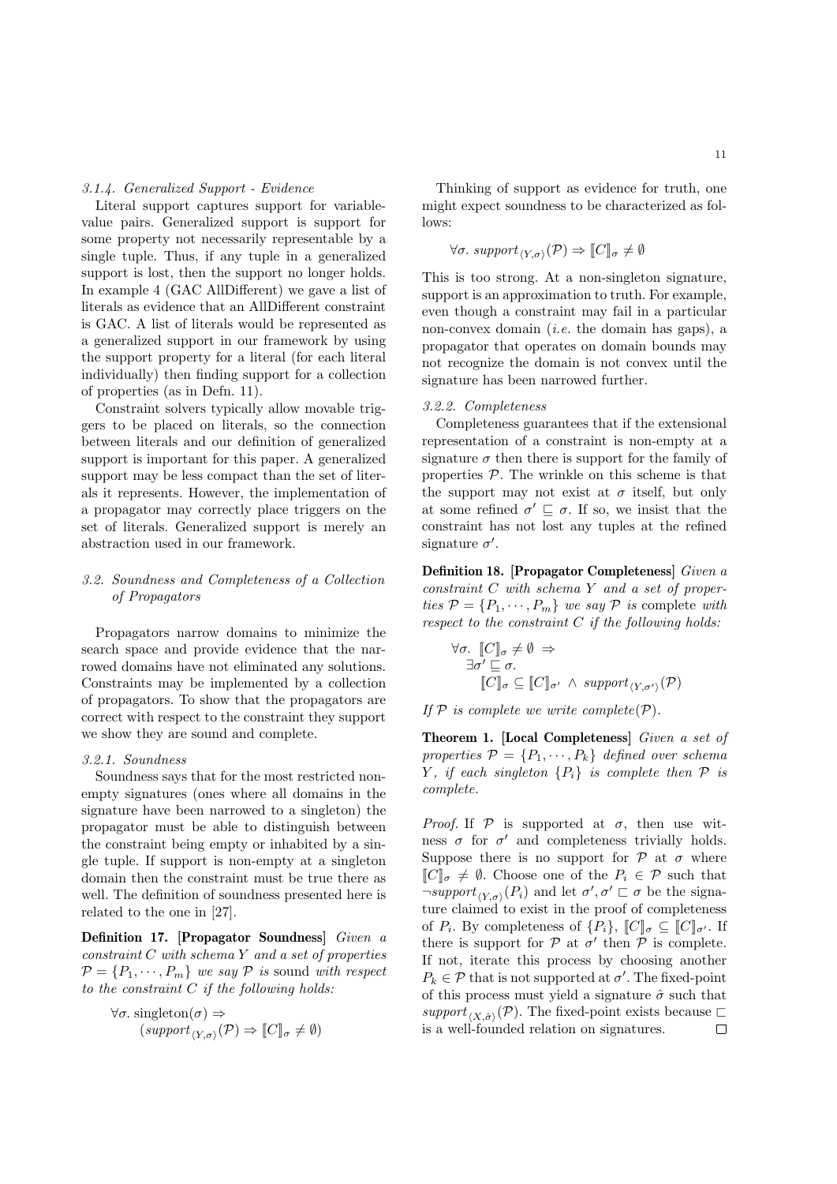*3.1.4. Generalized Support - Evidence*

Literal support captures support for variable-value pairs. Generalized support is support for some property not necessarily representable by a single tuple. Thus, if any tuple in a generalized support is lost, then the support no longer holds. In example 4 (GAC AllDifferent) we gave a list of literals as evidence that an AllDifferent constraint is GAC. A list of literals would be represented as a generalized support in our framework by using the support property for a literal (for each literal individually) then finding support for a collection of properties (as in Defn. 11).

Constraint solvers typically allow movable triggers to be placed on literals, so the connection between literals and our definition of generalized support is important for this paper. A generalized support may be less compact than the set of literals it represents. However, the implementation of a propagator may correctly place triggers on the set of literals. Generalized support is merely an abstraction used in our framework.

### *3.2. Soundness and Completeness of a Collection of Propagators*

Propagators narrow domains to minimize the search space and provide evidence that the narrowed domains have not eliminated any solutions. Constraints may be implemented by a collection of propagators. To show that the propagators are correct with respect to the constraint they support we show they are sound and complete.

*3.2.1. Soundness*

Soundness says that for the most restricted non-empty signatures (ones where all domains in the signature have been narrowed to a singleton) the propagator must be able to distinguish between the constraint being empty or inhabited by a single tuple. If support is non-empty at a singleton domain then the constraint must be true there as well. The definition of soundness presented here is related to the one in [27].

**Definition 17. [Propagator Soundness]** *Given a constraint $C$ with schema $Y$ and a set of properties $\mathcal{P} = \{P_1, \cdots, P_m\}$ we say $\mathcal{P}$ is* sound *with respect to the constraint $C$ if the following holds:*

$$\begin{array}{l} \forall \sigma.\ \text{singleton}(\sigma) \Rightarrow \\ \quad (\mathit{support}_{\langle Y,\sigma\rangle}(\mathcal{P}) \Rightarrow [\![C]\!]_\sigma \neq \emptyset) \end{array}$$

Thinking of support as evidence for truth, one might expect soundness to be characterized as follows:

$$\forall \sigma.\ \mathit{support}_{\langle Y,\sigma\rangle}(\mathcal{P}) \Rightarrow [\![C]\!]_\sigma \neq \emptyset$$

This is too strong. At a non-singleton signature, support is an approximation to truth. For example, even though a constraint may fail in a particular non-convex domain (*i.e.* the domain has gaps), a propagator that operates on domain bounds may not recognize the domain is not convex until the signature has been narrowed further.

*3.2.2. Completeness*

Completeness guarantees that if the extensional representation of a constraint is non-empty at a signature $\sigma$ then there is support for the family of properties $\mathcal{P}$. The wrinkle on this scheme is that the support may not exist at $\sigma$ itself, but only at some refined $\sigma' \sqsubseteq \sigma$. If so, we insist that the constraint has not lost any tuples at the refined signature $\sigma'$.

**Definition 18. [Propagator Completeness]** *Given a constraint $C$ with schema $Y$ and a set of properties $\mathcal{P} = \{P_1, \cdots, P_m\}$ we say $\mathcal{P}$ is* complete *with respect to the constraint $C$ if the following holds:*

$$\begin{array}{l} \forall \sigma.\ [\![C]\!]_\sigma \neq \emptyset \Rightarrow \\ \quad \exists \sigma' \sqsubseteq \sigma. \\ \quad\quad [\![C]\!]_\sigma \subseteq [\![C]\!]_{\sigma'} \wedge \mathit{support}_{\langle Y,\sigma'\rangle}(\mathcal{P}) \end{array}$$

*If $\mathcal{P}$ is complete we write complete$(\mathcal{P})$.*

**Theorem 1. [Local Completeness]** *Given a set of properties $\mathcal{P} = \{P_1, \cdots, P_k\}$ defined over schema $Y$, if each singleton $\{P_i\}$ is complete then $\mathcal{P}$ is complete.*

*Proof.* If $\mathcal{P}$ is supported at $\sigma$, then use witness $\sigma$ for $\sigma'$ and completeness trivially holds. Suppose there is no support for $\mathcal{P}$ at $\sigma$ where $[\![C]\!]_\sigma \neq \emptyset$. Choose one of the $P_i \in \mathcal{P}$ such that $\neg\mathit{support}_{\langle Y,\sigma\rangle}(P_i)$ and let $\sigma', \sigma' \sqsubset \sigma$ be the signature claimed to exist in the proof of completeness of $P_i$. By completeness of $\{P_i\}$, $[\![C]\!]_\sigma \subseteq [\![C]\!]_{\sigma'}$. If there is support for $\mathcal{P}$ at $\sigma'$ then $\mathcal{P}$ is complete. If not, iterate this process by choosing another $P_k \in \mathcal{P}$ that is not supported at $\sigma'$. The fixed-point of this process must yield a signature $\hat{\sigma}$ such that $\mathit{support}_{\langle X,\hat{\sigma}\rangle}(\mathcal{P})$. The fixed-point exists because $\sqsubset$ is a well-founded relation on signatures. $\square$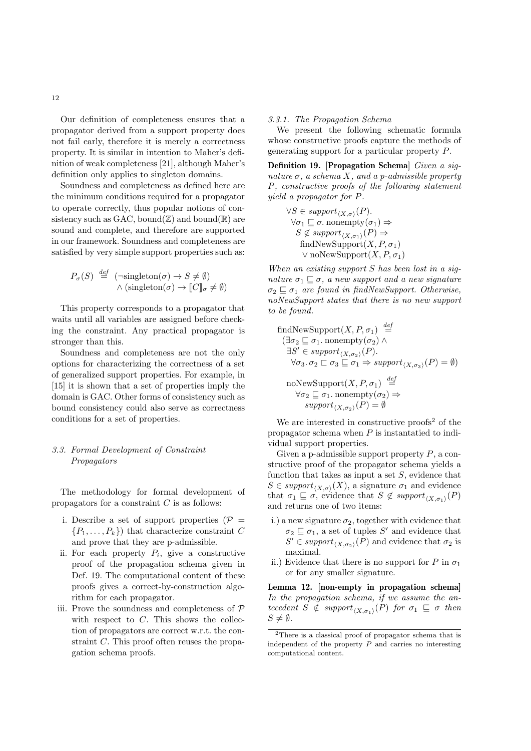Our definition of completeness ensures that a propagator derived from a support property does not fail early, therefore it is merely a correctness property. It is similar in intention to Maher's definition of weak completeness [21], although Maher's definition only applies to singleton domains.

Soundness and completeness as defined here are the minimum conditions required for a propagator to operate correctly, thus popular notions of consistency such as GAC, bound($\mathbb{Z}$) and bound($\mathbb{R}$) are sound and complete, and therefore are supported in our framework. Soundness and completeness are satisfied by very simple support properties such as:

$$P_\sigma(S) \stackrel{def}{=} (\neg \text{singleton}(\sigma) \rightarrow S \neq \emptyset) \\ \wedge (\text{singleton}(\sigma) \rightarrow [\![C]\!]_\sigma \neq \emptyset)$$

This property corresponds to a propagator that waits until all variables are assigned before checking the constraint. Any practical propagator is stronger than this.

Soundness and completeness are not the only options for characterizing the correctness of a set of generalized support properties. For example, in [15] it is shown that a set of properties imply the domain is GAC. Other forms of consistency such as bound consistency could also serve as correctness conditions for a set of properties.

### 3.3. Formal Development of Constraint Propagators

The methodology for formal development of propagators for a constraint $C$ is as follows:

i. Describe a set of support properties ($\mathcal{P} = \{P_1, \ldots, P_k\}$) that characterize constraint $C$ and prove that they are p-admissible.
ii. For each property $P_i$, give a constructive proof of the propagation schema given in Def. 19. The computational content of these proofs gives a correct-by-construction algorithm for each propagator.
iii. Prove the soundness and completeness of $\mathcal{P}$ with respect to $C$. This shows the collection of propagators are correct w.r.t. the constraint $C$. This proof often reuses the propagation schema proofs.

#### 3.3.1. The Propagation Schema

We present the following schematic formula whose constructive proofs capture the methods of generating support for a particular property $P$.

**Definition 19. [Propagation Schema]** *Given a signature $\sigma$, a schema $X$, and a p-admissible property $P$, constructive proofs of the following statement yield a propagator for $P$.*

$$\begin{array}{l} \forall S \in \mathit{support}_{\langle X,\sigma\rangle}(P). \\ \quad \forall \sigma_1 \sqsubseteq \sigma.\ \text{nonempty}(\sigma_1) \Rightarrow \\ \quad\quad S \notin \mathit{support}_{\langle X,\sigma_1\rangle}(P) \Rightarrow \\ \quad\quad\quad \text{findNewSupport}(X, P, \sigma_1) \\ \quad\quad\quad \vee \text{noNewSupport}(X, P, \sigma_1) \end{array}$$

*When an existing support $S$ has been lost in a signature $\sigma_1 \sqsubseteq \sigma$, a new support and a new signature $\sigma_2 \sqsubseteq \sigma_1$ are found in findNewSupport. Otherwise, noNewSupport states that there is no new support to be found.*

$$\begin{array}{l} \text{findNewSupport}(X, P, \sigma_1) \stackrel{def}{=} \\ \quad (\exists \sigma_2 \sqsubseteq \sigma_1.\ \text{nonempty}(\sigma_2) \wedge \\ \quad \exists S' \in \mathit{support}_{\langle X,\sigma_2\rangle}(P). \\ \quad\quad \forall \sigma_3.\ \sigma_2 \sqsubset \sigma_3 \sqsubseteq \sigma_1 \Rightarrow \mathit{support}_{\langle X,\sigma_3\rangle}(P) = \emptyset) \end{array}$$

$$\begin{array}{l} \text{noNewSupport}(X, P, \sigma_1) \stackrel{def}{=} \\ \quad \forall \sigma_2 \sqsubseteq \sigma_1.\ \text{nonempty}(\sigma_2) \Rightarrow \\ \quad\quad \mathit{support}_{\langle X,\sigma_2\rangle}(P) = \emptyset \end{array}$$

We are interested in constructive proofs[2] of the propagator schema when $P$ is instantatied to individual support properties.

Given a p-admissible support property $P$, a constructive proof of the propagator schema yields a function that takes as input a set $S$, evidence that $S \in \mathit{support}_{\langle X,\sigma\rangle}(X)$, a signature $\sigma_1$ and evidence that $\sigma_1 \sqsubseteq \sigma$, evidence that $S \notin \mathit{support}_{\langle X,\sigma_1\rangle}(P)$ and returns one of two items:

i.) a new signature $\sigma_2$, together with evidence that $\sigma_2 \sqsubseteq \sigma_1$, a set of tuples $S'$ and evidence that $S' \in \mathit{support}_{\langle X,\sigma_2\rangle}(P)$ and evidence that $\sigma_2$ is maximal.

ii.) Evidence that there is no support for $P$ in $\sigma_1$ or for any smaller signature.

**Lemma 12. [non-empty in propagation schema]** *In the propagation schema, if we assume the antecedent $S \notin \mathit{support}_{\langle X,\sigma_1\rangle}(P)$ for $\sigma_1 \sqsubseteq \sigma$ then $S \neq \emptyset$.*

[2] There is a classical proof of propagator schema that is independent of the property $P$ and carries no interesting computational content.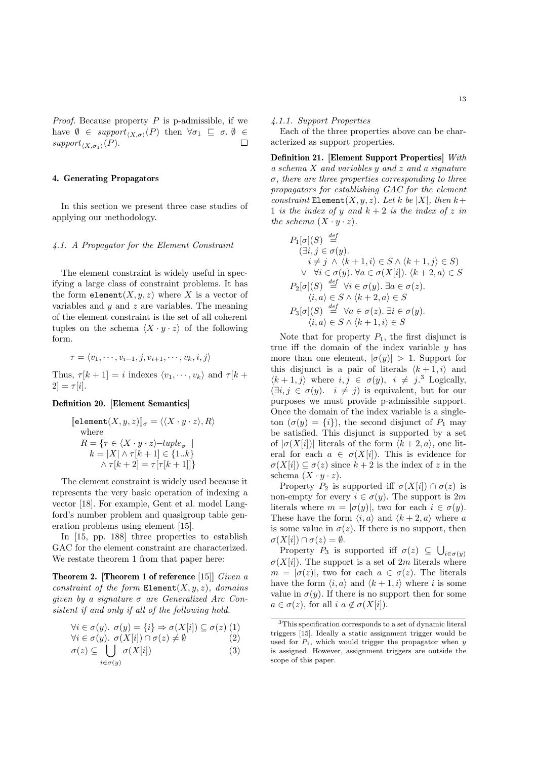*Proof.* Because property $P$ is p-admissible, if we have $\emptyset \in support_{\langle X,\sigma\rangle}(P)$ then $\forall\sigma_1 \sqsubseteq \sigma.\ \emptyset \in support_{\langle X,\sigma_1\rangle}(P)$. $\square$

## 4. Generating Propagators

In this section we present three case studies of applying our methodology.

### 4.1. A Propagator for the Element Constraint

The element constraint is widely useful in specifying a large class of constraint problems. It has the form $\mathtt{element}(X, y, z)$ where $X$ is a vector of variables and $y$ and $z$ are variables. The meaning of the element constraint is the set of all coherent tuples on the schema $\langle X \cdot y \cdot z\rangle$ of the following form.

$$\tau = \langle v_1, \cdots, v_{i-1}, j, v_{i+1}, \cdots, v_k, i, j\rangle$$

Thus, $\tau[k+1] = i$ indexes $\langle v_1, \cdots, v_k\rangle$ and $\tau[k+2] = \tau[i]$.

**Definition 20. [Element Semantics]**

$$\begin{aligned}
&[\![\mathtt{element}(X, y, z)]\!]_\sigma = \langle\langle X \cdot y \cdot z\rangle, R\rangle \\
&\quad \text{where} \\
&\quad R = \{\tau \in \langle X \cdot y \cdot z\rangle\text{–}tuple_\sigma \mid \\
&\qquad k = |X| \wedge \tau[k+1] \in \{1..k\} \\
&\qquad\quad \wedge \tau[k+2] = \tau[\tau[k+1]]\}
\end{aligned}$$

The element constraint is widely used because it represents the very basic operation of indexing a vector [18]. For example, Gent et al. model Langford's number problem and quasigroup table generation problems using element [15].

In [15, pp. 188] three properties to establish GAC for the element constraint are characterized. We restate theorem 1 from that paper here:

**Theorem 2. [Theorem 1 of reference [15]]** *Given a constraint of the form* $\mathtt{Element}(X, y, z)$*, domains given by a signature* $\sigma$ *are Generalized Arc Consistent if and only if all of the following hold.*

$$\forall i \in \sigma(y).\ \sigma(y) = \{i\} \Rightarrow \sigma(X[i]) \subseteq \sigma(z) \quad (1)$$

$$\forall i \in \sigma(y).\ \sigma(X[i]) \cap \sigma(z) \neq \emptyset \quad (2)$$

$$\sigma(z) \subseteq \bigcup_{i\in\sigma(y)} \sigma(X[i]) \quad (3)$$

#### 4.1.1. Support Properties

Each of the three properties above can be characterized as support properties.

**Definition 21. [Element Support Properties]** *With a schema* $X$ *and variables* $y$ *and* $z$ *and a signature* $\sigma$*, there are three properties corresponding to three propagators for establishing GAC for the element constraint* $\mathtt{Element}(X, y, z)$*. Let* $k$ *be* $|X|$*, then* $k+1$ *is the index of* $y$ *and* $k+2$ *is the index of* $z$ *in the schema* $(X \cdot y \cdot z)$*.*

$$\begin{aligned}
&P_1[\sigma](S) \stackrel{def}{=} \\
&\quad (\exists i, j \in \sigma(y). \\
&\qquad i \neq j \wedge \langle k+1, i\rangle \in S \wedge \langle k+1, j\rangle \in S) \\
&\quad \vee\ \ \forall i \in \sigma(y).\ \forall a \in \sigma(X[i]).\ \langle k+2, a\rangle \in S \\
&P_2[\sigma](S) \stackrel{def}{=} \forall i \in \sigma(y).\ \exists a \in \sigma(z). \\
&\qquad \langle i, a\rangle \in S \wedge \langle k+2, a\rangle \in S \\
&P_3[\sigma](S) \stackrel{def}{=} \forall a \in \sigma(z).\ \exists i \in \sigma(y). \\
&\qquad \langle i, a\rangle \in S \wedge \langle k+1, i\rangle \in S
\end{aligned}$$

Note that for property $P_1$, the first disjunct is true iff the domain of the index variable $y$ has more than one element, $|\sigma(y)| > 1$. Support for this disjunct is a pair of literals $\langle k+1, i\rangle$ and $\langle k+1, j\rangle$ where $i, j \in \sigma(y),\ i \neq j$.[3] Logically, $(\exists i, j \in \sigma(y).\ \ i \neq j)$ is equivalent, but for our purposes we must provide p-admissible support. Once the domain of the index variable is a singleton ($\sigma(y) = \{i\}$), the second disjunct of $P_1$ may be satisfied. This disjunct is supported by a set of $|\sigma(X[i])|$ literals of the form $\langle k+2, a\rangle$, one literal for each $a \in \sigma(X[i])$. This is evidence for $\sigma(X[i]) \subseteq \sigma(z)$ since $k+2$ is the index of $z$ in the schema $(X \cdot y \cdot z)$.

Property $P_2$ is supported iff $\sigma(X[i]) \cap \sigma(z)$ is non-empty for every $i \in \sigma(y)$. The support is $2m$ literals where $m = |\sigma(y)|$, two for each $i \in \sigma(y)$. These have the form $\langle i, a\rangle$ and $\langle k+2, a\rangle$ where $a$ is some value in $\sigma(z)$. If there is no support, then $\sigma(X[i]) \cap \sigma(z) = \emptyset$.

Property $P_3$ is supported iff $\sigma(z) \subseteq \bigcup_{i\in\sigma(y)} \sigma(X[i])$. The support is a set of $2m$ literals where $m = |\sigma(z)|$, two for each $a \in \sigma(z)$. The literals have the form $\langle i, a\rangle$ and $\langle k+1, i\rangle$ where $i$ is some value in $\sigma(y)$. If there is no support then for some $a \in \sigma(z)$, for all $i$ $a \notin \sigma(X[i])$.

[3] This specification corresponds to a set of dynamic literal triggers [15]. Ideally a static assignment trigger would be used for $P_1$, which would trigger the propagator when $y$ is assigned. However, assignment triggers are outside the scope of this paper.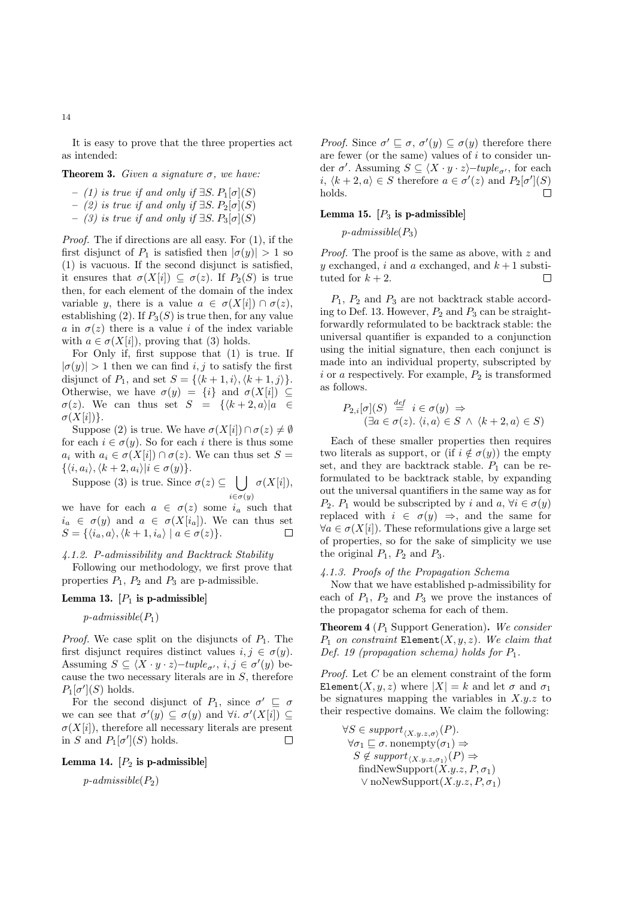It is easy to prove that the three properties act as intended:

**Theorem 3.** *Given a signature $\sigma$, we have:*

- *(1) is true if and only if $\exists S.\ P_1[\sigma](S)$*
- *(2) is true if and only if $\exists S.\ P_2[\sigma](S)$*
- *(3) is true if and only if $\exists S.\ P_3[\sigma](S)$*

*Proof.* The if directions are all easy. For (1), if the first disjunct of $P_1$ is satisfied then $|\sigma(y)| > 1$ so (1) is vacuous. If the second disjunct is satisfied, it ensures that $\sigma(X[i]) \subseteq \sigma(z)$. If $P_2(S)$ is true then, for each element of the domain of the index variable $y$, there is a value $a \in \sigma(X[i]) \cap \sigma(z)$, establishing (2). If $P_3(S)$ is true then, for any value $a$ in $\sigma(z)$ there is a value $i$ of the index variable with $a \in \sigma(X[i])$, proving that (3) holds.

For Only if, first suppose that (1) is true. If $|\sigma(y)| > 1$ then we can find $i, j$ to satisfy the first disjunct of $P_1$, and set $S = \{\langle k+1, i\rangle, \langle k+1, j\rangle\}$. Otherwise, we have $\sigma(y) = \{i\}$ and $\sigma(X[i]) \subseteq \sigma(z)$. We can thus set $S = \{\langle k+2, a\rangle | a \in \sigma(X[i])\}$.

Suppose (2) is true. We have $\sigma(X[i]) \cap \sigma(z) \neq \emptyset$ for each $i \in \sigma(y)$. So for each $i$ there is thus some $a_i$ with $a_i \in \sigma(X[i]) \cap \sigma(z)$. We can thus set $S = \{\langle i, a_i\rangle, \langle k+2, a_i\rangle | i \in \sigma(y)\}$.

Suppose (3) is true. Since $\sigma(z) \subseteq \bigcup_{i \in \sigma(y)} \sigma(X[i])$, we have for each $a \in \sigma(z)$ some $i_a$ such that $i_a \in \sigma(y)$ and $a \in \sigma(X[i_a])$. We can thus set $S = \{\langle i_a, a\rangle, \langle k+1, i_a\rangle \mid a \in \sigma(z)\}$. □

#### 4.1.2. P-admissibility and Backtrack Stability

Following our methodology, we first prove that properties $P_1$, $P_2$ and $P_3$ are p-admissible.

**Lemma 13.** **[$P_1$ is p-admissible]**

*p-admissible*($P_1$)

*Proof.* We case split on the disjuncts of $P_1$. The first disjunct requires distinct values $i, j \in \sigma(y)$. Assuming $S \subseteq \langle X \cdot y \cdot z\rangle$–$tuple_{\sigma'}$, $i, j \in \sigma'(y)$ because the two necessary literals are in $S$, therefore $P_1[\sigma'](S)$ holds.

For the second disjunct of $P_1$, since $\sigma' \sqsubseteq \sigma$ we can see that $\sigma'(y) \subseteq \sigma(y)$ and $\forall i.\ \sigma'(X[i]) \subseteq \sigma(X[i])$, therefore all necessary literals are present in $S$ and $P_1[\sigma'](S)$ holds. □

**Lemma 14.** **[$P_2$ is p-admissible]**

*p-admissible*($P_2$)

*Proof.* Since $\sigma' \sqsubseteq \sigma$, $\sigma'(y) \subseteq \sigma(y)$ therefore there are fewer (or the same) values of $i$ to consider under $\sigma'$. Assuming $S \subseteq \langle X \cdot y \cdot z\rangle$–$tuple_{\sigma'}$, for each $i$, $\langle k+2, a\rangle \in S$ therefore $a \in \sigma'(z)$ and $P_2[\sigma'](S)$ holds. □

**Lemma 15.** **[$P_3$ is p-admissible]**

*p-admissible*($P_3$)

*Proof.* The proof is the same as above, with $z$ and $y$ exchanged, $i$ and $a$ exchanged, and $k+1$ substituted for $k+2$. □

$P_1$, $P_2$ and $P_3$ are not backtrack stable according to Def. 13. However, $P_2$ and $P_3$ can be straightforwardly reformulated to be backtrack stable: the universal quantifier is expanded to a conjunction using the initial signature, then each conjunct is made into an individual property, subscripted by $i$ or $a$ respectively. For example, $P_2$ is transformed as follows.

$$P_{2,i}[\sigma](S) \stackrel{def}{=} i \in \sigma(y) \Rightarrow (\exists a \in \sigma(z).\ \langle i, a\rangle \in S \wedge \langle k+2, a\rangle \in S)$$

Each of these smaller properties then requires two literals as support, or (if $i \notin \sigma(y)$) the empty set, and they are backtrack stable. $P_1$ can be reformulated to be backtrack stable, by expanding out the universal quantifiers in the same way as for $P_2$. $P_1$ would be subscripted by $i$ and $a$, $\forall i \in \sigma(y)$ replaced with $i \in \sigma(y) \Rightarrow$, and the same for $\forall a \in \sigma(X[i])$. These reformulations give a large set of properties, so for the sake of simplicity we use the original $P_1$, $P_2$ and $P_3$.

#### 4.1.3. Proofs of the Propagation Schema

Now that we have established p-admissibility for each of $P_1$, $P_2$ and $P_3$ we prove the instances of the propagator schema for each of them.

**Theorem 4** **($P_1$ Support Generation).** *We consider $P_1$ on constraint* `Element`$(X, y, z)$*. We claim that Def. 19 (propagation schema) holds for $P_1$.*

*Proof.* Let $C$ be an element constraint of the form `Element`$(X, y, z)$ where $|X| = k$ and let $\sigma$ and $\sigma_1$ be signatures mapping the variables in $X.y.z$ to their respective domains. We claim the following:

$$\begin{aligned}
&\forall S \in support_{\langle X.y.z,\sigma\rangle}(P).\\
&\quad \forall \sigma_1 \sqsubseteq \sigma.\ \text{nonempty}(\sigma_1) \Rightarrow\\
&\quad\quad S \notin support_{\langle X.y.z,\sigma_1\rangle}(P) \Rightarrow\\
&\quad\quad\quad \text{findNewSupport}(X.y.z, P, \sigma_1)\\
&\quad\quad\quad \vee\ \text{noNewSupport}(X.y.z, P, \sigma_1)
\end{aligned}$$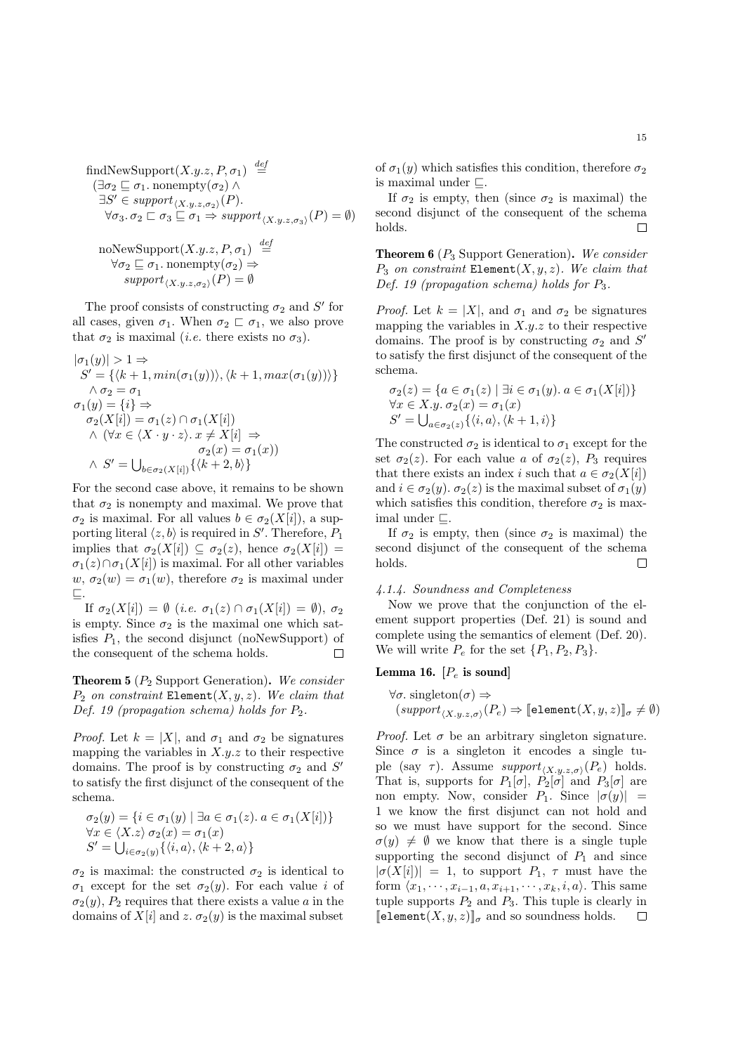$$\text{findNewSupport}(X.y.z, P, \sigma_1) \stackrel{def}{=}$$
$$(\exists \sigma_2 \sqsubseteq \sigma_1.\ \text{nonempty}(\sigma_2) \wedge$$
$$\exists S' \in \mathit{support}_{\langle X.y.z,\sigma_2\rangle}(P).$$
$$\forall \sigma_3.\ \sigma_2 \sqsubset \sigma_3 \sqsubseteq \sigma_1 \Rightarrow \mathit{support}_{\langle X.y.z,\sigma_3\rangle}(P) = \emptyset)$$

$$\text{noNewSupport}(X.y.z, P, \sigma_1) \stackrel{def}{=}$$
$$\forall \sigma_2 \sqsubseteq \sigma_1.\ \text{nonempty}(\sigma_2) \Rightarrow$$
$$\mathit{support}_{\langle X.y.z,\sigma_2\rangle}(P) = \emptyset$$

The proof consists of constructing $\sigma_2$ and $S'$ for all cases, given $\sigma_1$. When $\sigma_2 \sqsubset \sigma_1$, we also prove that $\sigma_2$ is maximal (*i.e.* there exists no $\sigma_3$).

$$|\sigma_1(y)| > 1 \Rightarrow$$
$$S' = \{\langle k+1, min(\sigma_1(y))\rangle, \langle k+1, max(\sigma_1(y))\rangle\}$$
$$\wedge\ \sigma_2 = \sigma_1$$
$$\sigma_1(y) = \{i\} \Rightarrow$$
$$\sigma_2(X[i]) = \sigma_1(z) \cap \sigma_1(X[i])$$
$$\wedge\ (\forall x \in \langle X \cdot y \cdot z\rangle.\ x \neq X[i] \Rightarrow \sigma_2(x) = \sigma_1(x))$$
$$\wedge\ S' = \bigcup_{b \in \sigma_2(X[i])}\{\langle k+2, b\rangle\}$$

For the second case above, it remains to be shown that $\sigma_2$ is nonempty and maximal. We prove that $\sigma_2$ is maximal. For all values $b \in \sigma_2(X[i])$, a supporting literal $\langle z, b\rangle$ is required in $S'$. Therefore, $P_1$ implies that $\sigma_2(X[i]) \subseteq \sigma_2(z)$, hence $\sigma_2(X[i]) = \sigma_1(z) \cap \sigma_1(X[i])$ is maximal. For all other variables $w$, $\sigma_2(w) = \sigma_1(w)$, therefore $\sigma_2$ is maximal under $\sqsubseteq$.

If $\sigma_2(X[i]) = \emptyset$ (*i.e.* $\sigma_1(z) \cap \sigma_1(X[i]) = \emptyset$), $\sigma_2$ is empty. Since $\sigma_2$ is the maximal one which satisfies $P_1$, the second disjunct (noNewSupport) of the consequent of the schema holds. $\square$

**Theorem 5** ($P_2$ Support Generation)**.** *We consider $P_2$ on constraint* `Element`$(X, y, z)$. *We claim that Def. 19 (propagation schema) holds for $P_2$.*

*Proof.* Let $k = |X|$, and $\sigma_1$ and $\sigma_2$ be signatures mapping the variables in $X.y.z$ to their respective domains. The proof is by constructing $\sigma_2$ and $S'$ to satisfy the first disjunct of the consequent of the schema.

$$\sigma_2(y) = \{i \in \sigma_1(y) \mid \exists a \in \sigma_1(z).\ a \in \sigma_1(X[i])\}$$
$$\forall x \in \langle X.z\rangle\ \sigma_2(x) = \sigma_1(x)$$
$$S' = \bigcup_{i \in \sigma_2(y)}\{\langle i, a\rangle, \langle k+2, a\rangle\}$$

$\sigma_2$ is maximal: the constructed $\sigma_2$ is identical to $\sigma_1$ except for the set $\sigma_2(y)$. For each value $i$ of $\sigma_2(y)$, $P_2$ requires that there exists a value $a$ in the domains of $X[i]$ and $z$. $\sigma_2(y)$ is the maximal subset of $\sigma_1(y)$ which satisfies this condition, therefore $\sigma_2$ is maximal under $\sqsubseteq$.

If $\sigma_2$ is empty, then (since $\sigma_2$ is maximal) the second disjunct of the consequent of the schema holds. $\square$

**Theorem 6** ($P_3$ Support Generation)**.** *We consider $P_3$ on constraint* `Element`$(X, y, z)$. *We claim that Def. 19 (propagation schema) holds for $P_3$.*

*Proof.* Let $k = |X|$, and $\sigma_1$ and $\sigma_2$ be signatures mapping the variables in $X.y.z$ to their respective domains. The proof is by constructing $\sigma_2$ and $S'$ to satisfy the first disjunct of the consequent of the schema.

$$\sigma_2(z) = \{a \in \sigma_1(z) \mid \exists i \in \sigma_1(y).\ a \in \sigma_1(X[i])\}$$
$$\forall x \in X.y.\ \sigma_2(x) = \sigma_1(x)$$
$$S' = \bigcup_{a \in \sigma_2(z)}\{\langle i, a\rangle, \langle k+1, i\rangle\}$$

The constructed $\sigma_2$ is identical to $\sigma_1$ except for the set $\sigma_2(z)$. For each value $a$ of $\sigma_2(z)$, $P_3$ requires that there exists an index $i$ such that $a \in \sigma_2(X[i])$ and $i \in \sigma_2(y)$. $\sigma_2(z)$ is the maximal subset of $\sigma_1(y)$ which satisfies this condition, therefore $\sigma_2$ is maximal under $\sqsubseteq$.

If $\sigma_2$ is empty, then (since $\sigma_2$ is maximal) the second disjunct of the consequent of the schema holds. $\square$

#### 4.1.4. Soundness and Completeness

Now we prove that the conjunction of the element support properties (Def. 21) is sound and complete using the semantics of element (Def. 20). We will write $P_e$ for the set $\{P_1, P_2, P_3\}$.

**Lemma 16. [$P_e$ is sound]**

$$\forall \sigma.\ \text{singleton}(\sigma) \Rightarrow$$
$$(\mathit{support}_{\langle X.y.z,\sigma\rangle}(P_e) \Rightarrow [\![\texttt{element}(X, y, z)]\!]_\sigma \neq \emptyset)$$

*Proof.* Let $\sigma$ be an arbitrary singleton signature. Since $\sigma$ is a singleton it encodes a single tuple (say $\tau$). Assume $\mathit{support}_{\langle X.y.z,\sigma\rangle}(P_e)$ holds. That is, supports for $P_1[\sigma]$, $P_2[\sigma]$ and $P_3[\sigma]$ are non empty. Now, consider $P_1$. Since $|\sigma(y)| = 1$ we know the first disjunct can not hold and so we must have support for the second. Since $\sigma(y) \neq \emptyset$ we know that there is a single tuple supporting the second disjunct of $P_1$ and since $|\sigma(X[i])| = 1$, to support $P_1$, $\tau$ must have the form $\langle x_1, \cdots, x_{i-1}, a, x_{i+1}, \cdots, x_k, i, a\rangle$. This same tuple supports $P_2$ and $P_3$. This tuple is clearly in $[\![\texttt{element}(X, y, z)]\!]_\sigma$ and so soundness holds. $\square$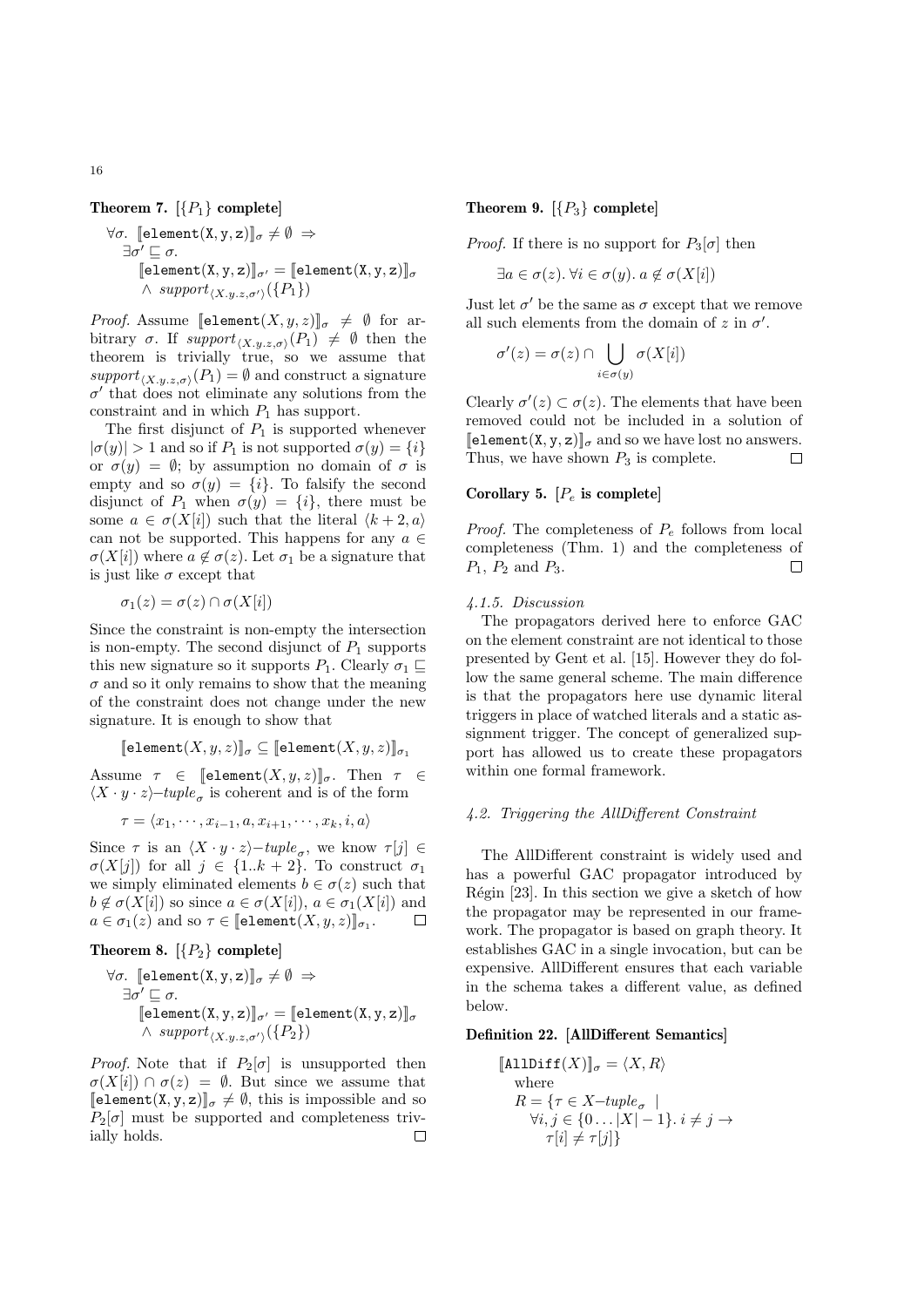**Theorem 7. [$\{P_1\}$ complete]**

$$\forall\sigma.\ [\![\texttt{element(X,y,z)}]\!]_\sigma \neq \emptyset \Rightarrow \exists\sigma' \sqsubseteq \sigma.\ [\![\texttt{element(X,y,z)}]\!]_{\sigma'} = [\![\texttt{element(X,y,z)}]\!]_\sigma \wedge \mathit{support}_{\langle X.y.z,\sigma'\rangle}(\{P_1\})$$

*Proof.* Assume $[\![\texttt{element}(X,y,z)]\!]_\sigma \neq \emptyset$ for arbitrary $\sigma$. If $\mathit{support}_{\langle X.y.z,\sigma\rangle}(P_1) \neq \emptyset$ then the theorem is trivially true, so we assume that $\mathit{support}_{\langle X.y.z,\sigma\rangle}(P_1) = \emptyset$ and construct a signature $\sigma'$ that does not eliminate any solutions from the constraint and in which $P_1$ has support.

The first disjunct of $P_1$ is supported whenever $|\sigma(y)| > 1$ and so if $P_1$ is not supported $\sigma(y) = \{i\}$ or $\sigma(y) = \emptyset$; by assumption no domain of $\sigma$ is empty and so $\sigma(y) = \{i\}$. To falsify the second disjunct of $P_1$ when $\sigma(y) = \{i\}$, there must be some $a \in \sigma(X[i])$ such that the literal $\langle k+2, a\rangle$ can not be supported. This happens for any $a \in \sigma(X[i])$ where $a \notin \sigma(z)$. Let $\sigma_1$ be a signature that is just like $\sigma$ except that

$$\sigma_1(z) = \sigma(z) \cap \sigma(X[i])$$

Since the constraint is non-empty the intersection is non-empty. The second disjunct of $P_1$ supports this new signature so it supports $P_1$. Clearly $\sigma_1 \sqsubseteq \sigma$ and so it only remains to show that the meaning of the constraint does not change under the new signature. It is enough to show that

$$[\![\texttt{element}(X,y,z)]\!]_\sigma \subseteq [\![\texttt{element}(X,y,z)]\!]_{\sigma_1}$$

Assume $\tau \in [\![\texttt{element}(X,y,z)]\!]_\sigma$. Then $\tau \in \langle X \cdot y \cdot z\rangle\text{–}\mathit{tuple}_\sigma$ is coherent and is of the form

$$\tau = \langle x_1, \cdots, x_{i-1}, a, x_{i+1}, \cdots, x_k, i, a\rangle$$

Since $\tau$ is an $\langle X \cdot y \cdot z\rangle\text{–}\mathit{tuple}_\sigma$, we know $\tau[j] \in \sigma(X[j])$ for all $j \in \{1..k+2\}$. To construct $\sigma_1$ we simply eliminated elements $b \in \sigma(z)$ such that $b \notin \sigma(X[i])$ so since $a \in \sigma(X[i])$, $a \in \sigma_1(X[i])$ and $a \in \sigma_1(z)$ and so $\tau \in [\![\texttt{element}(X,y,z)]\!]_{\sigma_1}$. ◻

**Theorem 8. [$\{P_2\}$ complete]**

$$\forall\sigma.\ [\![\texttt{element(X,y,z)}]\!]_\sigma \neq \emptyset \Rightarrow \exists\sigma' \sqsubseteq \sigma.\ [\![\texttt{element(X,y,z)}]\!]_{\sigma'} = [\![\texttt{element(X,y,z)}]\!]_\sigma \wedge \mathit{support}_{\langle X.y.z,\sigma'\rangle}(\{P_2\})$$

*Proof.* Note that if $P_2[\sigma]$ is unsupported then $\sigma(X[i]) \cap \sigma(z) = \emptyset$. But since we assume that $[\![\texttt{element(X,y,z)}]\!]_\sigma \neq \emptyset$, this is impossible and so $P_2[\sigma]$ must be supported and completeness trivially holds. ◻

**Theorem 9. [$\{P_3\}$ complete]**

*Proof.* If there is no support for $P_3[\sigma]$ then

$$\exists a \in \sigma(z).\ \forall i \in \sigma(y).\ a \notin \sigma(X[i])$$

Just let $\sigma'$ be the same as $\sigma$ except that we remove all such elements from the domain of $z$ in $\sigma'$.

$$\sigma'(z) = \sigma(z) \cap \bigcup_{i \in \sigma(y)} \sigma(X[i])$$

Clearly $\sigma'(z) \subset \sigma(z)$. The elements that have been removed could not be included in a solution of $[\![\texttt{element(X,y,z)}]\!]_\sigma$ and so we have lost no answers. Thus, we have shown $P_3$ is complete. ◻

**Corollary 5. [$P_e$ is complete]**

*Proof.* The completeness of $P_e$ follows from local completeness (Thm. 1) and the completeness of $P_1$, $P_2$ and $P_3$. ◻

#### *4.1.5. Discussion*

The propagators derived here to enforce GAC on the element constraint are not identical to those presented by Gent et al. [15]. However they do follow the same general scheme. The main difference is that the propagators here use dynamic literal triggers in place of watched literals and a static assignment trigger. The concept of generalized support has allowed us to create these propagators within one formal framework.

### *4.2. Triggering the AllDifferent Constraint*

The AllDifferent constraint is widely used and has a powerful GAC propagator introduced by Régin [23]. In this section we give a sketch of how the propagator may be represented in our framework. The propagator is based on graph theory. It establishes GAC in a single invocation, but can be expensive. AllDifferent ensures that each variable in the schema takes a different value, as defined below.

**Definition 22. [AllDifferent Semantics]**

$$[\![\texttt{AllDiff}(X)]\!]_\sigma = \langle X, R\rangle$$
where
$$R = \{\tau \in X\text{–}\mathit{tuple}_\sigma \mid \forall i,j \in \{0\ldots|X|-1\}.\ i \neq j \rightarrow \tau[i] \neq \tau[j]\}$$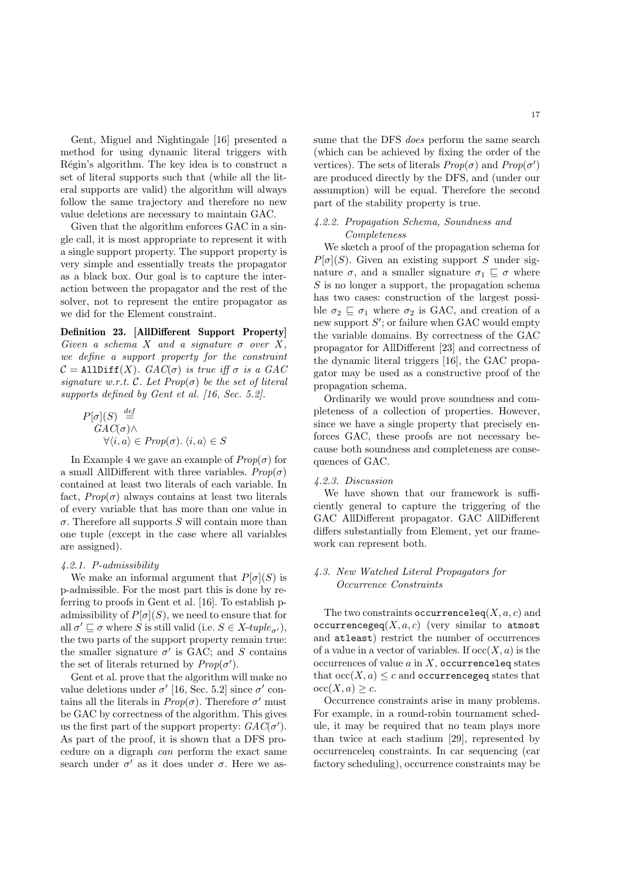Gent, Miguel and Nightingale [16] presented a method for using dynamic literal triggers with Régin's algorithm. The key idea is to construct a set of literal supports such that (while all the literal supports are valid) the algorithm will always follow the same trajectory and therefore no new value deletions are necessary to maintain GAC.

Given that the algorithm enforces GAC in a single call, it is most appropriate to represent it with a single support property. The support property is very simple and essentially treats the propagator as a black box. Our goal is to capture the interaction between the propagator and the rest of the solver, not to represent the entire propagator as we did for the Element constraint.

**Definition 23. [AllDifferent Support Property]** *Given a schema $X$ and a signature $\sigma$ over $X$, we define a support property for the constraint $\mathcal{C} = \texttt{AllDiff}(X)$. $GAC(\sigma)$ is true iff $\sigma$ is a GAC signature w.r.t. $\mathcal{C}$. Let $Prop(\sigma)$ be the set of literal supports defined by Gent et al. [16, Sec. 5.2].*

$$P[\sigma](S) \stackrel{def}{=} GAC(\sigma) \wedge \forall \langle i, a \rangle \in Prop(\sigma). \langle i, a \rangle \in S$$

In Example 4 we gave an example of $Prop(\sigma)$ for a small AllDifferent with three variables. $Prop(\sigma)$ contained at least two literals of each variable. In fact, $Prop(\sigma)$ always contains at least two literals of every variable that has more than one value in $\sigma$. Therefore all supports $S$ will contain more than one tuple (except in the case where all variables are assigned).

#### 4.2.1. P-admissibility

We make an informal argument that $P[\sigma](S)$ is p-admissible. For the most part this is done by referring to proofs in Gent et al. [16]. To establish p-admissibility of $P[\sigma](S)$, we need to ensure that for all $\sigma' \sqsubseteq \sigma$ where $S$ is still valid (i.e. $S \in X\text{-}tuple_{\sigma'}$), the two parts of the support property remain true: the smaller signature $\sigma'$ is GAC; and $S$ contains the set of literals returned by $Prop(\sigma')$.

Gent et al. prove that the algorithm will make no value deletions under $\sigma'$ [16, Sec. 5.2] since $\sigma'$ contains all the literals in $Prop(\sigma)$. Therefore $\sigma'$ must be GAC by correctness of the algorithm. This gives us the first part of the support property: $GAC(\sigma')$. As part of the proof, it is shown that a DFS procedure on a digraph *can* perform the exact same search under $\sigma'$ as it does under $\sigma$. Here we assume that the DFS *does* perform the same search (which can be achieved by fixing the order of the vertices). The sets of literals $Prop(\sigma)$ and $Prop(\sigma')$ are produced directly by the DFS, and (under our assumption) will be equal. Therefore the second part of the stability property is true.

#### 4.2.2. Propagation Schema, Soundness and Completeness

We sketch a proof of the propagation schema for $P[\sigma](S)$. Given an existing support $S$ under signature $\sigma$, and a smaller signature $\sigma_1 \sqsubseteq \sigma$ where $S$ is no longer a support, the propagation schema has two cases: construction of the largest possible $\sigma_2 \sqsubseteq \sigma_1$ where $\sigma_2$ is GAC, and creation of a new support $S'$; or failure when GAC would empty the variable domains. By correctness of the GAC propagator for AllDifferent [23] and correctness of the dynamic literal triggers [16], the GAC propagator may be used as a constructive proof of the propagation schema.

Ordinarily we would prove soundness and completeness of a collection of properties. However, since we have a single property that precisely enforces GAC, these proofs are not necessary because both soundness and completeness are consequences of GAC.

#### 4.2.3. Discussion

We have shown that our framework is sufficiently general to capture the triggering of the GAC AllDifferent propagator. GAC AllDifferent differs substantially from Element, yet our framework can represent both.

### 4.3. New Watched Literal Propagators for Occurrence Constraints

The two constraints `occurrenceleq`$(X, a, c)$ and `occurrencegeq`$(X, a, c)$ (very similar to `atmost` and `atleast`) restrict the number of occurrences of a value in a vector of variables. If $\text{occ}(X, a)$ is the occurrences of value $a$ in $X$, `occurrenceleq` states that $\text{occ}(X, a) \leq c$ and `occurrencegeq` states that $\text{occ}(X, a) \geq c$.

Occurrence constraints arise in many problems. For example, in a round-robin tournament schedule, it may be required that no team plays more than twice at each stadium [29], represented by occurrenceleq constraints. In car sequencing (car factory scheduling), occurrence constraints may be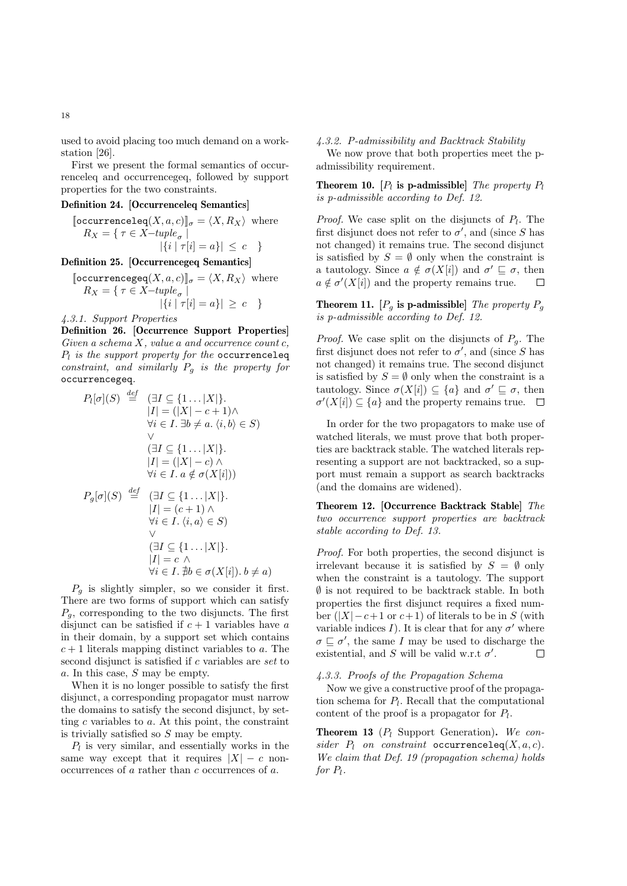used to avoid placing too much demand on a workstation [26].

First we present the formal semantics of occurrenceleq and occurrencegeq, followed by support properties for the two constraints.

**Definition 24. [Occurrenceleq Semantics]**

$$[\![\texttt{occurrenceleq}(X, a, c)]\!]_\sigma = \langle X, R_X \rangle \text{ where } R_X = \{\ \tau \in X\text{–}tuple_\sigma \mid |\{i \mid \tau[i] = a\}| \leq c\ \}$$

**Definition 25. [Occurrencegeq Semantics]**

$$[\![\texttt{occurrencegeq}(X, a, c)]\!]_\sigma = \langle X, R_X \rangle \text{ where } R_X = \{\ \tau \in X\text{–}tuple_\sigma \mid |\{i \mid \tau[i] = a\}| \geq c\ \}$$

*4.3.1. Support Properties*

**Definition 26. [Occurrence Support Properties]** *Given a schema $X$, value $a$ and occurrence count $c$, $P_l$ is the support property for the* `occurrenceleq` *constraint, and similarly $P_g$ is the property for* `occurrencegeq`.

$$\begin{aligned}
P_l[\sigma](S) \stackrel{def}{=}\ & (\exists I \subseteq \{1 \ldots |X|\}. \\
& |I| = (|X| - c + 1) \wedge \\
& \forall i \in I.\ \exists b \neq a.\ \langle i, b \rangle \in S) \\
& \vee \\
& (\exists I \subseteq \{1 \ldots |X|\}. \\
& |I| = (|X| - c) \wedge \\
& \forall i \in I.\ a \notin \sigma(X[i]))
\end{aligned}$$

$$\begin{aligned}
P_g[\sigma](S) \stackrel{def}{=}\ & (\exists I \subseteq \{1 \ldots |X|\}. \\
& |I| = (c + 1) \wedge \\
& \forall i \in I.\ \langle i, a \rangle \in S) \\
& \vee \\
& (\exists I \subseteq \{1 \ldots |X|\}. \\
& |I| = c\ \wedge \\
& \forall i \in I.\ \nexists b \in \sigma(X[i]).\ b \neq a)
\end{aligned}$$

$P_g$ is slightly simpler, so we consider it first. There are two forms of support which can satisfy $P_g$, corresponding to the two disjuncts. The first disjunct can be satisfied if $c+1$ variables have $a$ in their domain, by a support set which contains $c+1$ literals mapping distinct variables to $a$. The second disjunct is satisfied if $c$ variables are *set* to $a$. In this case, $S$ may be empty.

When it is no longer possible to satisfy the first disjunct, a corresponding propagator must narrow the domains to satisfy the second disjunct, by setting $c$ variables to $a$. At this point, the constraint is trivially satisfied so $S$ may be empty.

$P_l$ is very similar, and essentially works in the same way except that it requires $|X| - c$ non-occurrences of $a$ rather than $c$ occurrences of $a$.

*4.3.2. P-admissibility and Backtrack Stability*

We now prove that both properties meet the p-admissibility requirement.

**Theorem 10. [$P_l$ is p-admissible]** *The property $P_l$ is p-admissible according to Def. 12.*

*Proof.* We case split on the disjuncts of $P_l$. The first disjunct does not refer to $\sigma'$, and (since $S$ has not changed) it remains true. The second disjunct is satisfied by $S = \emptyset$ only when the constraint is a tautology. Since $a \notin \sigma(X[i])$ and $\sigma' \sqsubseteq \sigma$, then $a \notin \sigma'(X[i])$ and the property remains true. $\square$

**Theorem 11. [$P_g$ is p-admissible]** *The property $P_g$ is p-admissible according to Def. 12.*

*Proof.* We case split on the disjuncts of $P_g$. The first disjunct does not refer to $\sigma'$, and (since $S$ has not changed) it remains true. The second disjunct is satisfied by $S = \emptyset$ only when the constraint is a tautology. Since $\sigma(X[i]) \subseteq \{a\}$ and $\sigma' \sqsubseteq \sigma$, then $\sigma'(X[i]) \subseteq \{a\}$ and the property remains true. $\square$

In order for the two propagators to make use of watched literals, we must prove that both properties are backtrack stable. The watched literals representing a support are not backtracked, so a support must remain a support as search backtracks (and the domains are widened).

**Theorem 12. [Occurrence Backtrack Stable]** *The two occurrence support properties are backtrack stable according to Def. 13.*

*Proof.* For both properties, the second disjunct is irrelevant because it is satisfied by $S = \emptyset$ only when the constraint is a tautology. The support $\emptyset$ is not required to be backtrack stable. In both properties the first disjunct requires a fixed number ($|X| - c+1$ or $c+1$) of literals to be in $S$ (with variable indices $I$). It is clear that for any $\sigma'$ where $\sigma \sqsubseteq \sigma'$, the same $I$ may be used to discharge the existential, and $S$ will be valid w.r.t $\sigma'$. $\square$

*4.3.3. Proofs of the Propagation Schema*

Now we give a constructive proof of the propagation schema for $P_l$. Recall that the computational content of the proof is a propagator for $P_l$.

**Theorem 13** ($P_l$ Support Generation)**.** *We consider $P_l$ on constraint* `occurrenceleq`$(X, a, c)$*. We claim that Def. 19 (propagation schema) holds for $P_l$.*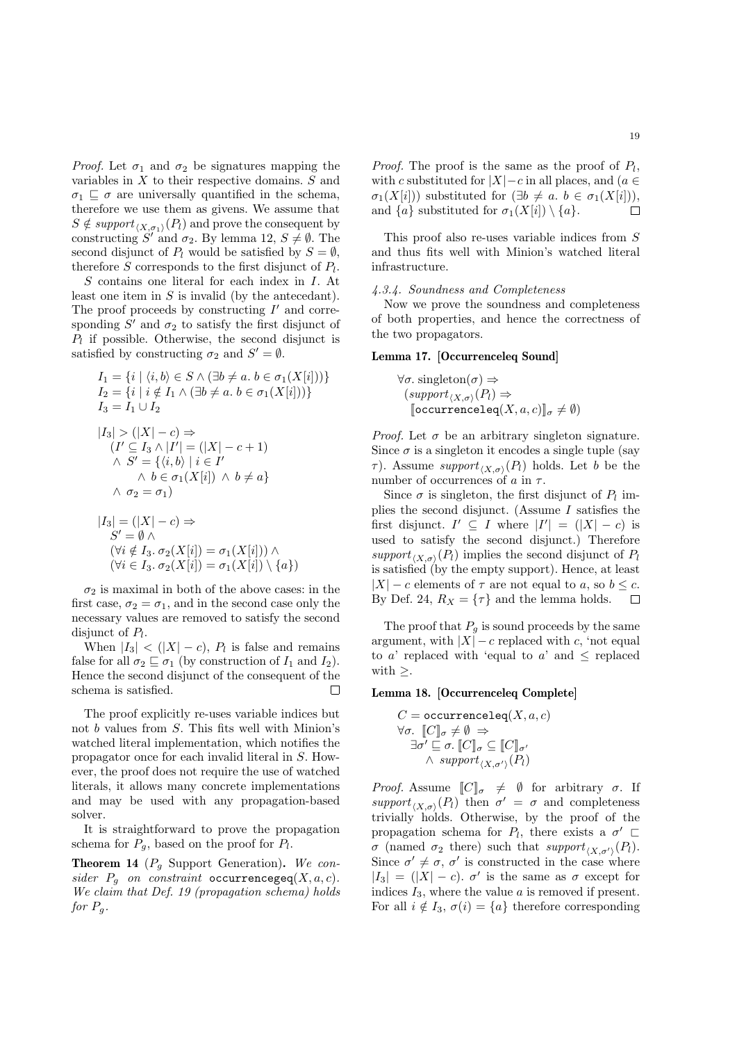*Proof.* Let $\sigma_1$ and $\sigma_2$ be signatures mapping the variables in $X$ to their respective domains. $S$ and $\sigma_1 \sqsubseteq \sigma$ are universally quantified in the schema, therefore we use them as givens. We assume that $S \notin \mathit{support}_{\langle X,\sigma_1\rangle}(P_l)$ and prove the consequent by constructing $S'$ and $\sigma_2$. By lemma 12, $S \neq \emptyset$. The second disjunct of $P_l$ would be satisfied by $S = \emptyset$, therefore $S$ corresponds to the first disjunct of $P_l$.

$S$ contains one literal for each index in $I$. At least one item in $S$ is invalid (by the antecedant). The proof proceeds by constructing $I'$ and corresponding $S'$ and $\sigma_2$ to satisfy the first disjunct of $P_l$ if possible. Otherwise, the second disjunct is satisfied by constructing $\sigma_2$ and $S' = \emptyset$.

$$
\begin{aligned}
&I_1 = \{i \mid \langle i, b\rangle \in S \wedge (\exists b \neq a.\ b \in \sigma_1(X[i]))\}\\
&I_2 = \{i \mid i \notin I_1 \wedge (\exists b \neq a.\ b \in \sigma_1(X[i]))\}\\
&I_3 = I_1 \cup I_2
\end{aligned}
$$

$$
\begin{aligned}
&|I_3| > (|X| - c) \Rightarrow\\
&\quad (I' \subseteq I_3 \wedge |I'| = (|X| - c + 1)\\
&\quad \wedge\ S' = \{\langle i, b\rangle \mid i \in I'\\
&\qquad \wedge\ b \in \sigma_1(X[i])\ \wedge\ b \neq a\}\\
&\quad \wedge\ \sigma_2 = \sigma_1)
\end{aligned}
$$

$$
\begin{aligned}
&|I_3| = (|X| - c) \Rightarrow\\
&\quad S' = \emptyset\ \wedge\\
&\quad (\forall i \notin I_3.\ \sigma_2(X[i]) = \sigma_1(X[i]))\ \wedge\\
&\quad (\forall i \in I_3.\ \sigma_2(X[i]) = \sigma_1(X[i]) \setminus \{a\})
\end{aligned}
$$

$\sigma_2$ is maximal in both of the above cases: in the first case, $\sigma_2 = \sigma_1$, and in the second case only the necessary values are removed to satisfy the second disjunct of $P_l$.

When $|I_3| < (|X| - c)$, $P_l$ is false and remains false for all $\sigma_2 \sqsubseteq \sigma_1$ (by construction of $I_1$ and $I_2$). Hence the second disjunct of the consequent of the schema is satisfied. □

The proof explicitly re-uses variable indices but not $b$ values from $S$. This fits well with Minion's watched literal implementation, which notifies the propagator once for each invalid literal in $S$. However, the proof does not require the use of watched literals, it allows many concrete implementations and may be used with any propagation-based solver.

It is straightforward to prove the propagation schema for $P_g$, based on the proof for $P_l$.

**Theorem 14** ($P_g$ Support Generation)**.** *We consider $P_g$ on constraint* `occurrencegeq`$(X, a, c)$*. We claim that Def. 19 (propagation schema) holds for $P_g$.*

*Proof.* The proof is the same as the proof of $P_l$, with $c$ substituted for $|X|-c$ in all places, and $(a \in \sigma_1(X[i]))$ substituted for $(\exists b \neq a.\ b \in \sigma_1(X[i]))$, and $\{a\}$ substituted for $\sigma_1(X[i]) \setminus \{a\}$. □

This proof also re-uses variable indices from $S$ and thus fits well with Minion's watched literal infrastructure.

#### 4.3.4. Soundness and Completeness

Now we prove the soundness and completeness of both properties, and hence the correctness of the two propagators.

**Lemma 17. [Occurrenceleq Sound]**

$$
\begin{aligned}
&\forall\sigma.\ \mathrm{singleton}(\sigma) \Rightarrow\\
&\quad (\mathit{support}_{\langle X,\sigma\rangle}(P_l) \Rightarrow\\
&\quad\ \ [\![\texttt{occurrenceleq}(X, a, c)]\!]_\sigma \neq \emptyset)
\end{aligned}
$$

*Proof.* Let $\sigma$ be an arbitrary singleton signature. Since $\sigma$ is a singleton it encodes a single tuple (say $\tau$). Assume $\mathit{support}_{\langle X,\sigma\rangle}(P_l)$ holds. Let $b$ be the number of occurrences of $a$ in $\tau$.

Since $\sigma$ is singleton, the first disjunct of $P_l$ implies the second disjunct. (Assume $I$ satisfies the first disjunct. $I' \subseteq I$ where $|I'| = (|X| - c)$ is used to satisfy the second disjunct.) Therefore $\mathit{support}_{\langle X,\sigma\rangle}(P_l)$ implies the second disjunct of $P_l$ is satisfied (by the empty support). Hence, at least $|X| - c$ elements of $\tau$ are not equal to $a$, so $b \leq c$. By Def. 24, $R_X = \{\tau\}$ and the lemma holds. □

The proof that $P_g$ is sound proceeds by the same argument, with $|X| - c$ replaced with $c$, 'not equal to $a$' replaced with 'equal to $a$' and $\leq$ replaced with $\geq$.

**Lemma 18. [Occurrenceleq Complete]**

$$
\begin{aligned}
&C = \texttt{occurrenceleq}(X, a, c)\\
&\forall\sigma.\ [\![C]\!]_\sigma \neq \emptyset \Rightarrow\\
&\quad \exists\sigma' \sqsubseteq \sigma.\ [\![C]\!]_\sigma \subseteq [\![C]\!]_{\sigma'}\\
&\qquad \wedge\ \mathit{support}_{\langle X,\sigma'\rangle}(P_l)
\end{aligned}
$$

*Proof.* Assume $[\![C]\!]_\sigma \neq \emptyset$ for arbitrary $\sigma$. If $\mathit{support}_{\langle X,\sigma\rangle}(P_l)$ then $\sigma' = \sigma$ and completeness trivially holds. Otherwise, by the proof of the propagation schema for $P_l$, there exists a $\sigma' \sqsubset \sigma$ (named $\sigma_2$ there) such that $\mathit{support}_{\langle X,\sigma'\rangle}(P_l)$. Since $\sigma' \neq \sigma$, $\sigma'$ is constructed in the case where $|I_3| = (|X| - c)$. $\sigma'$ is the same as $\sigma$ except for indices $I_3$, where the value $a$ is removed if present. For all $i \notin I_3$, $\sigma(i) = \{a\}$ therefore corresponding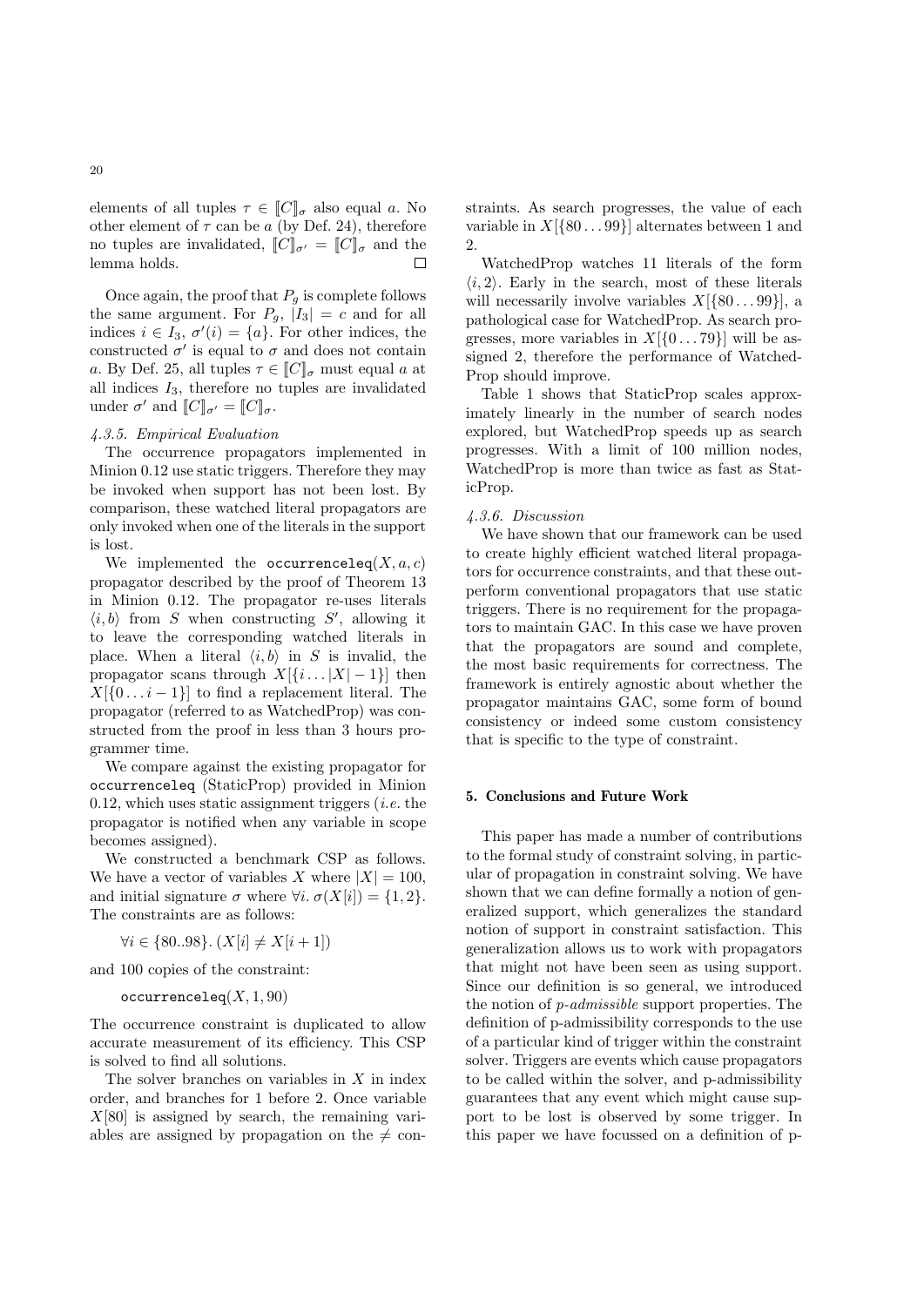elements of all tuples $\tau \in [\![C]\!]_\sigma$ also equal $a$. No other element of $\tau$ can be $a$ (by Def. 24), therefore no tuples are invalidated, $[\![C]\!]_{\sigma'} = [\![C]\!]_\sigma$ and the lemma holds. □

Once again, the proof that $P_g$ is complete follows the same argument. For $P_g$, $|I_3| = c$ and for all indices $i \in I_3$, $\sigma'(i) = \{a\}$. For other indices, the constructed $\sigma'$ is equal to $\sigma$ and does not contain $a$. By Def. 25, all tuples $\tau \in [\![C]\!]_\sigma$ must equal $a$ at all indices $I_3$, therefore no tuples are invalidated under $\sigma'$ and $[\![C]\!]_{\sigma'} = [\![C]\!]_\sigma$.

#### 4.3.5. Empirical Evaluation

The occurrence propagators implemented in Minion 0.12 use static triggers. Therefore they may be invoked when support has not been lost. By comparison, these watched literal propagators are only invoked when one of the literals in the support is lost.

We implemented the `occurrenceleq`$(X, a, c)$ propagator described by the proof of Theorem 13 in Minion 0.12. The propagator re-uses literals $\langle i, b\rangle$ from $S$ when constructing $S'$, allowing it to leave the corresponding watched literals in place. When a literal $\langle i, b\rangle$ in $S$ is invalid, the propagator scans through $X[\{i \dots |X| - 1\}]$ then $X[\{0 \dots i - 1\}]$ to find a replacement literal. The propagator (referred to as WatchedProp) was constructed from the proof in less than 3 hours programmer time.

We compare against the existing propagator for `occurrenceleq` (StaticProp) provided in Minion 0.12, which uses static assignment triggers (*i.e.* the propagator is notified when any variable in scope becomes assigned).

We constructed a benchmark CSP as follows. We have a vector of variables $X$ where $|X| = 100$, and initial signature $\sigma$ where $\forall i.\ \sigma(X[i]) = \{1, 2\}$. The constraints are as follows:

$$\forall i \in \{80..98\}.\ (X[i] \neq X[i + 1])$$

and 100 copies of the constraint:

$$\texttt{occurrenceleq}(X, 1, 90)$$

The occurrence constraint is duplicated to allow accurate measurement of its efficiency. This CSP is solved to find all solutions.

The solver branches on variables in $X$ in index order, and branches for 1 before 2. Once variable $X[80]$ is assigned by search, the remaining variables are assigned by propagation on the $\neq$ constraints. As search progresses, the value of each variable in $X[\{80 \dots 99\}]$ alternates between 1 and 2.

WatchedProp watches 11 literals of the form $\langle i, 2\rangle$. Early in the search, most of these literals will necessarily involve variables $X[\{80 \dots 99\}]$, a pathological case for WatchedProp. As search progresses, more variables in $X[\{0 \dots 79\}]$ will be assigned 2, therefore the performance of WatchedProp should improve.

Table 1 shows that StaticProp scales approximately linearly in the number of search nodes explored, but WatchedProp speeds up as search progresses. With a limit of 100 million nodes, WatchedProp is more than twice as fast as StaticProp.

#### 4.3.6. Discussion

We have shown that our framework can be used to create highly efficient watched literal propagators for occurrence constraints, and that these outperform conventional propagators that use static triggers. There is no requirement for the propagators to maintain GAC. In this case we have proven that the propagators are sound and complete, the most basic requirements for correctness. The framework is entirely agnostic about whether the propagator maintains GAC, some form of bound consistency or indeed some custom consistency that is specific to the type of constraint.

## 5. Conclusions and Future Work

This paper has made a number of contributions to the formal study of constraint solving, in particular of propagation in constraint solving. We have shown that we can define formally a notion of generalized support, which generalizes the standard notion of support in constraint satisfaction. This generalization allows us to work with propagators that might not have been seen as using support. Since our definition is so general, we introduced the notion of *p-admissible* support properties. The definition of p-admissibility corresponds to the use of a particular kind of trigger within the constraint solver. Triggers are events which cause propagators to be called within the solver, and p-admissibility guarantees that any event which might cause support to be lost is observed by some trigger. In this paper we have focussed on a definition of p-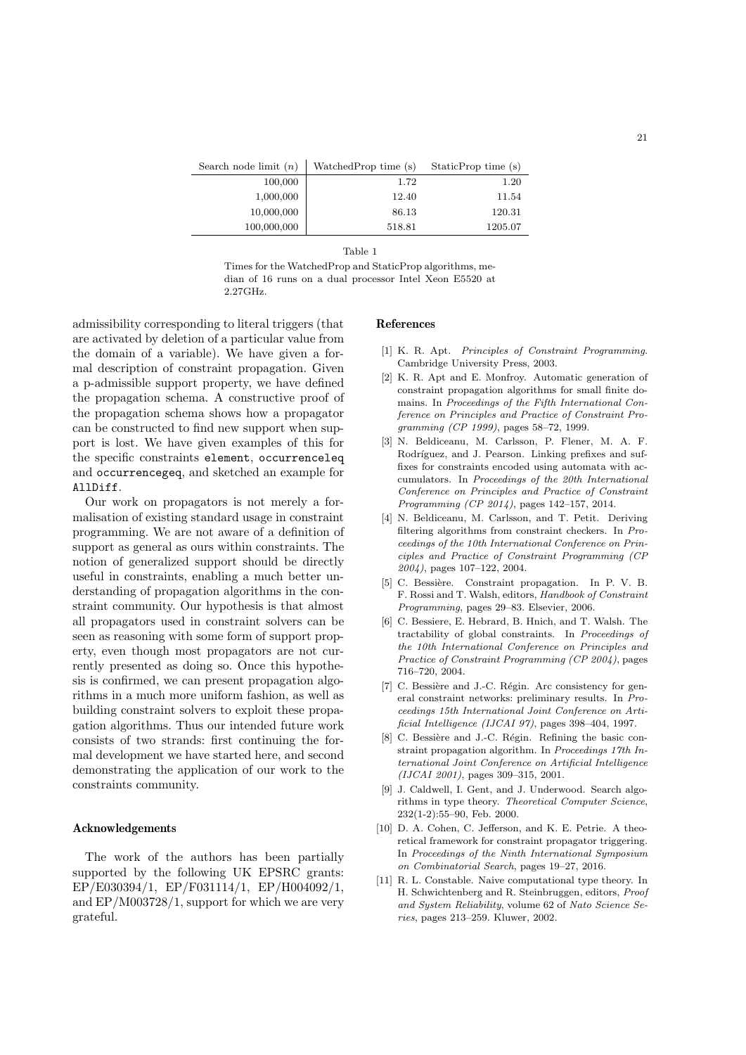| Search node limit ($n$) | WatchedProp time (s) | StaticProp time (s) |
|---|---|---|
| 100,000 | 1.72 | 1.20 |
| 1,000,000 | 12.40 | 11.54 |
| 10,000,000 | 86.13 | 120.31 |
| 100,000,000 | 518.81 | 1205.07 |

Table 1

Times for the WatchedProp and StaticProp algorithms, median of 16 runs on a dual processor Intel Xeon E5520 at 2.27GHz.

admissibility corresponding to literal triggers (that are activated by deletion of a particular value from the domain of a variable). We have given a formal description of constraint propagation. Given a p-admissible support property, we have defined the propagation schema. A constructive proof of the propagation schema shows how a propagator can be constructed to find new support when support is lost. We have given examples of this for the specific constraints `element`, `occurrenceleq` and `occurrencegeq`, and sketched an example for `AllDiff`.

Our work on propagators is not merely a formalisation of existing standard usage in constraint programming. We are not aware of a definition of support as general as ours within constraints. The notion of generalized support should be directly useful in constraints, enabling a much better understanding of propagation algorithms in the constraint community. Our hypothesis is that almost all propagators used in constraint solvers can be seen as reasoning with some form of support property, even though most propagators are not currently presented as doing so. Once this hypothesis is confirmed, we can present propagation algorithms in a much more uniform fashion, as well as building constraint solvers to exploit these propagation algorithms. Thus our intended future work consists of two strands: first continuing the formal development we have started here, and second demonstrating the application of our work to the constraints community.

### Acknowledgements

The work of the authors has been partially supported by the following UK EPSRC grants: EP/E030394/1, EP/F031114/1, EP/H004092/1, and EP/M003728/1, support for which we are very grateful.

### References

[1] K. R. Apt. *Principles of Constraint Programming*. Cambridge University Press, 2003.

[2] K. R. Apt and E. Monfroy. Automatic generation of constraint propagation algorithms for small finite domains. In *Proceedings of the Fifth International Conference on Principles and Practice of Constraint Programming (CP 1999)*, pages 58–72, 1999.

[3] N. Beldiceanu, M. Carlsson, P. Flener, M. A. F. Rodríguez, and J. Pearson. Linking prefixes and suffixes for constraints encoded using automata with accumulators. In *Proceedings of the 20th International Conference on Principles and Practice of Constraint Programming (CP 2014)*, pages 142–157, 2014.

[4] N. Beldiceanu, M. Carlsson, and T. Petit. Deriving filtering algorithms from constraint checkers. In *Proceedings of the 10th International Conference on Principles and Practice of Constraint Programming (CP 2004)*, pages 107–122, 2004.

[5] C. Bessière. Constraint propagation. In P. V. B. F. Rossi and T. Walsh, editors, *Handbook of Constraint Programming*, pages 29–83. Elsevier, 2006.

[6] C. Bessiere, E. Hebrard, B. Hnich, and T. Walsh. The tractability of global constraints. In *Proceedings of the 10th International Conference on Principles and Practice of Constraint Programming (CP 2004)*, pages 716–720, 2004.

[7] C. Bessière and J.-C. Régin. Arc consistency for general constraint networks: preliminary results. In *Proceedings 15th International Joint Conference on Artificial Intelligence (IJCAI 97)*, pages 398–404, 1997.

[8] C. Bessière and J.-C. Régin. Refining the basic constraint propagation algorithm. In *Proceedings 17th International Joint Conference on Artificial Intelligence (IJCAI 2001)*, pages 309–315, 2001.

[9] J. Caldwell, I. Gent, and J. Underwood. Search algorithms in type theory. *Theoretical Computer Science*, 232(1-2):55–90, Feb. 2000.

[10] D. A. Cohen, C. Jefferson, and K. E. Petrie. A theoretical framework for constraint propagator triggering. In *Proceedings of the Ninth International Symposium on Combinatorial Search*, pages 19–27, 2016.

[11] R. L. Constable. Naive computational type theory. In H. Schwichtenberg and R. Steinbruggen, editors, *Proof and System Reliability*, volume 62 of *Nato Science Series*, pages 213–259. Kluwer, 2002.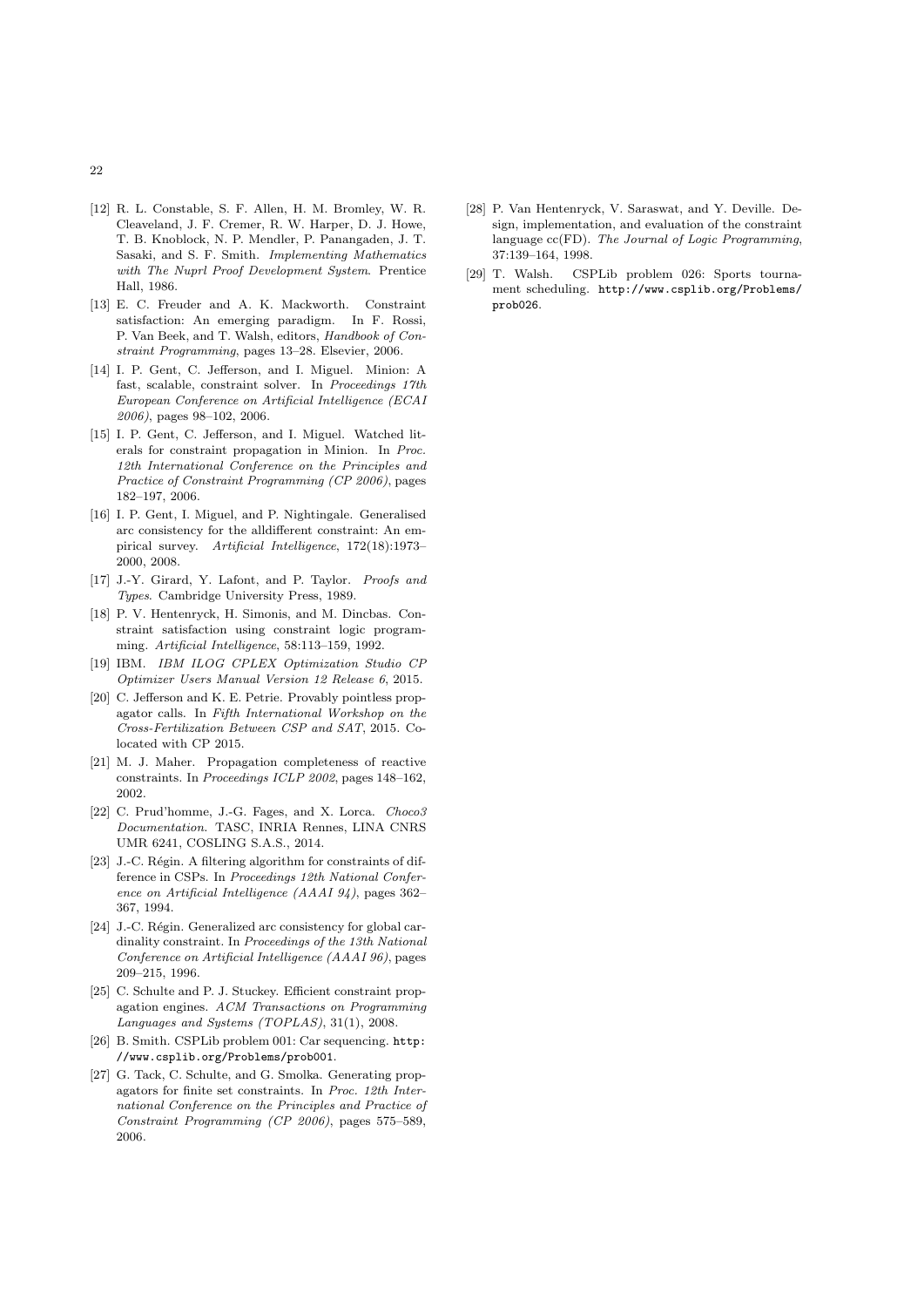[12] R. L. Constable, S. F. Allen, H. M. Bromley, W. R. Cleaveland, J. F. Cremer, R. W. Harper, D. J. Howe, T. B. Knoblock, N. P. Mendler, P. Panangaden, J. T. Sasaki, and S. F. Smith. *Implementing Mathematics with The Nuprl Proof Development System*. Prentice Hall, 1986.

[13] E. C. Freuder and A. K. Mackworth. Constraint satisfaction: An emerging paradigm. In F. Rossi, P. Van Beek, and T. Walsh, editors, *Handbook of Constraint Programming*, pages 13–28. Elsevier, 2006.

[14] I. P. Gent, C. Jefferson, and I. Miguel. Minion: A fast, scalable, constraint solver. In *Proceedings 17th European Conference on Artificial Intelligence (ECAI 2006)*, pages 98–102, 2006.

[15] I. P. Gent, C. Jefferson, and I. Miguel. Watched literals for constraint propagation in Minion. In *Proc. 12th International Conference on the Principles and Practice of Constraint Programming (CP 2006)*, pages 182–197, 2006.

[16] I. P. Gent, I. Miguel, and P. Nightingale. Generalised arc consistency for the alldifferent constraint: An empirical survey. *Artificial Intelligence*, 172(18):1973–2000, 2008.

[17] J.-Y. Girard, Y. Lafont, and P. Taylor. *Proofs and Types*. Cambridge University Press, 1989.

[18] P. V. Hentenryck, H. Simonis, and M. Dincbas. Constraint satisfaction using constraint logic programming. *Artificial Intelligence*, 58:113–159, 1992.

[19] IBM. *IBM ILOG CPLEX Optimization Studio CP Optimizer Users Manual Version 12 Release 6*, 2015.

[20] C. Jefferson and K. E. Petrie. Provably pointless propagator calls. In *Fifth International Workshop on the Cross-Fertilization Between CSP and SAT*, 2015. Co-located with CP 2015.

[21] M. J. Maher. Propagation completeness of reactive constraints. In *Proceedings ICLP 2002*, pages 148–162, 2002.

[22] C. Prud'homme, J.-G. Fages, and X. Lorca. *Choco3 Documentation*. TASC, INRIA Rennes, LINA CNRS UMR 6241, COSLING S.A.S., 2014.

[23] J.-C. Régin. A filtering algorithm for constraints of difference in CSPs. In *Proceedings 12th National Conference on Artificial Intelligence (AAAI 94)*, pages 362–367, 1994.

[24] J.-C. Régin. Generalized arc consistency for global cardinality constraint. In *Proceedings of the 13th National Conference on Artificial Intelligence (AAAI 96)*, pages 209–215, 1996.

[25] C. Schulte and P. J. Stuckey. Efficient constraint propagation engines. *ACM Transactions on Programming Languages and Systems (TOPLAS)*, 31(1), 2008.

[26] B. Smith. CSPLib problem 001: Car sequencing. `http://www.csplib.org/Problems/prob001`.

[27] G. Tack, C. Schulte, and G. Smolka. Generating propagators for finite set constraints. In *Proc. 12th International Conference on the Principles and Practice of Constraint Programming (CP 2006)*, pages 575–589, 2006.

[28] P. Van Hentenryck, V. Saraswat, and Y. Deville. Design, implementation, and evaluation of the constraint language cc(FD). *The Journal of Logic Programming*, 37:139–164, 1998.

[29] T. Walsh. CSPLib problem 026: Sports tournament scheduling. `http://www.csplib.org/Problems/prob026`.